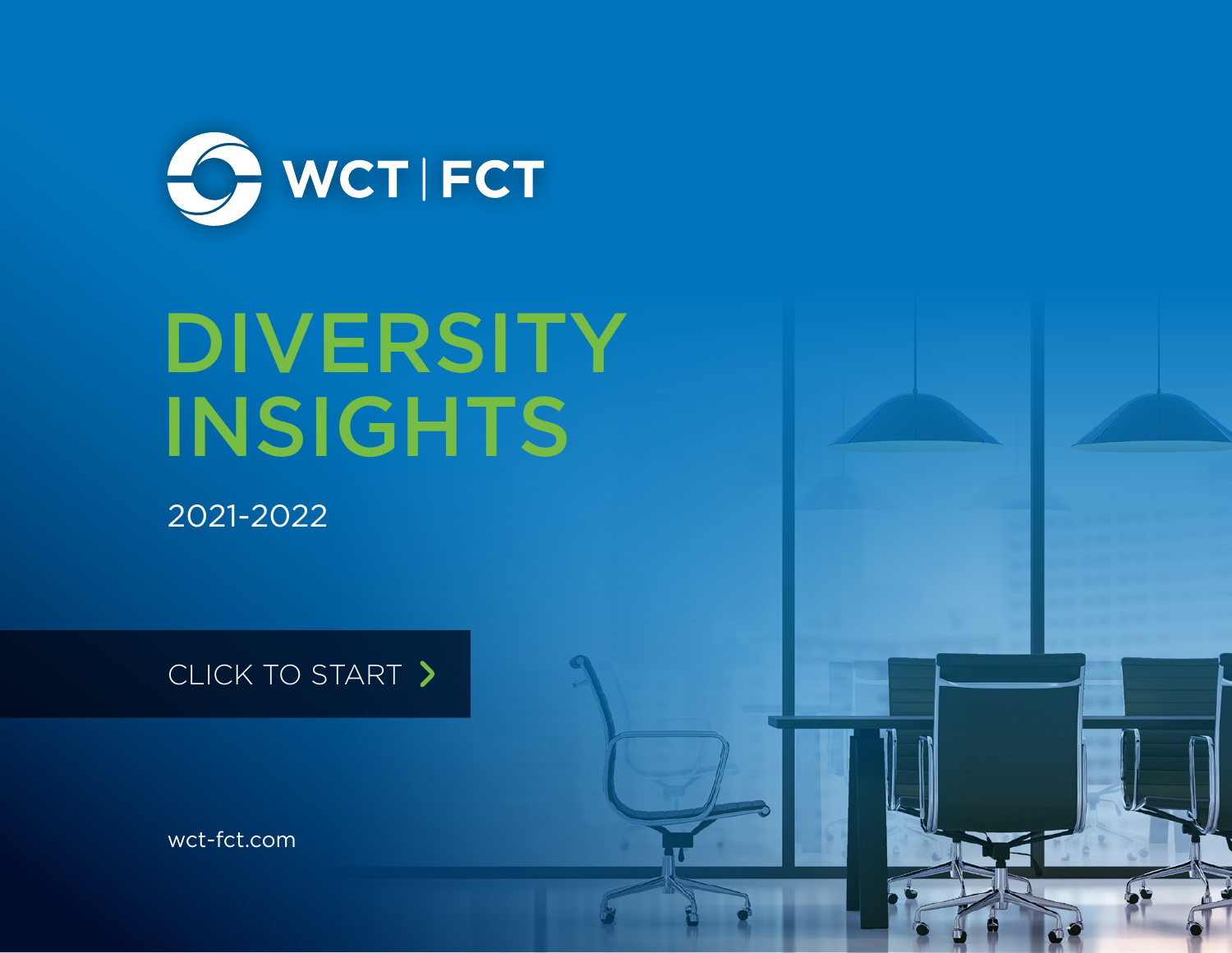WCT | FCT

# DIVERSITY INSIGHTS

2021-2022

CLICK TO START

wct-fct.com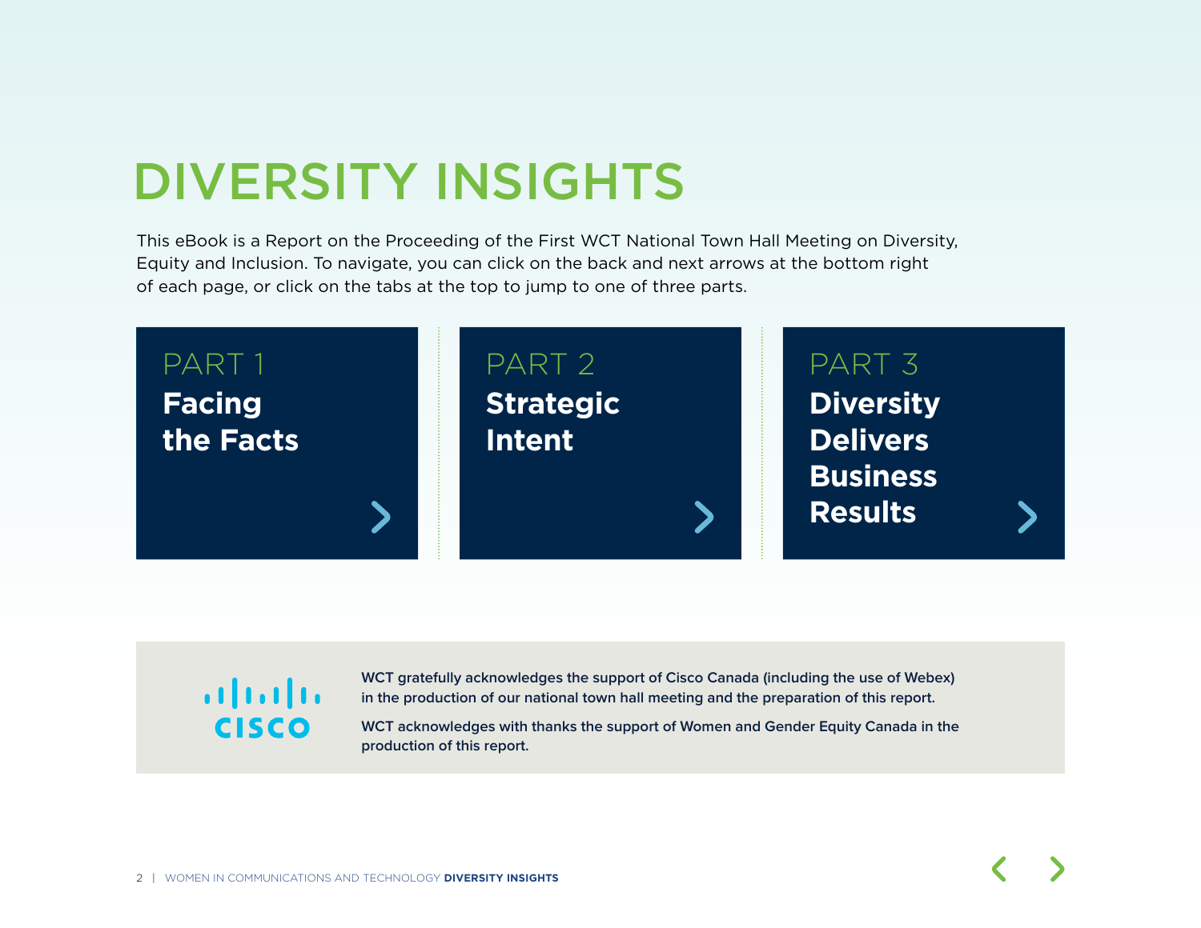# DIVERSITY INSIGHTS

This eBook is a Report on the Proceeding of the First WCT National Town Hall Meeting on Diversity, Equity and Inclusion. To navigate, you can click on the back and next arrows at the bottom right of each page, or click on the tabs at the top to jump to one of three parts.

PART 1
**Facing the Facts**

PART 2
**Strategic Intent**

PART 3
**Diversity Delivers Business Results**

CISCO

**WCT gratefully acknowledges the support of Cisco Canada (including the use of Webex) in the production of our national town hall meeting and the preparation of this report.**

**WCT acknowledges with thanks the support of Women and Gender Equity Canada in the production of this report.**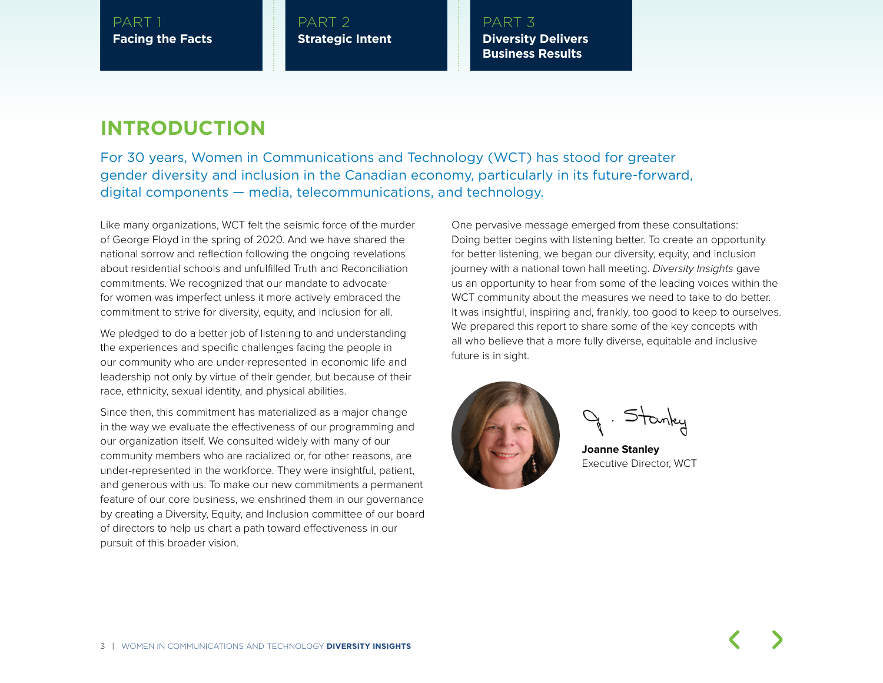# INTRODUCTION

For 30 years, Women in Communications and Technology (WCT) has stood for greater gender diversity and inclusion in the Canadian economy, particularly in its future-forward, digital components — media, telecommunications, and technology.

Like many organizations, WCT felt the seismic force of the murder of George Floyd in the spring of 2020. And we have shared the national sorrow and reflection following the ongoing revelations about residential schools and unfulfilled Truth and Reconciliation commitments. We recognized that our mandate to advocate for women was imperfect unless it more actively embraced the commitment to strive for diversity, equity, and inclusion for all.

We pledged to do a better job of listening to and understanding the experiences and specific challenges facing the people in our community who are under-represented in economic life and leadership not only by virtue of their gender, but because of their race, ethnicity, sexual identity, and physical abilities.

Since then, this commitment has materialized as a major change in the way we evaluate the effectiveness of our programming and our organization itself. We consulted widely with many of our community members who are racialized or, for other reasons, are under-represented in the workforce. They were insightful, patient, and generous with us. To make our new commitments a permanent feature of our core business, we enshrined them in our governance by creating a Diversity, Equity, and Inclusion committee of our board of directors to help us chart a path toward effectiveness in our pursuit of this broader vision.

One pervasive message emerged from these consultations: Doing better begins with listening better. To create an opportunity for better listening, we began our diversity, equity, and inclusion journey with a national town hall meeting. *Diversity Insights* gave us an opportunity to hear from some of the leading voices within the WCT community about the measures we need to take to do better. It was insightful, inspiring and, frankly, too good to keep to ourselves. We prepared this report to share some of the key concepts with all who believe that a more fully diverse, equitable and inclusive future is in sight.

**Joanne Stanley**
Executive Director, WCT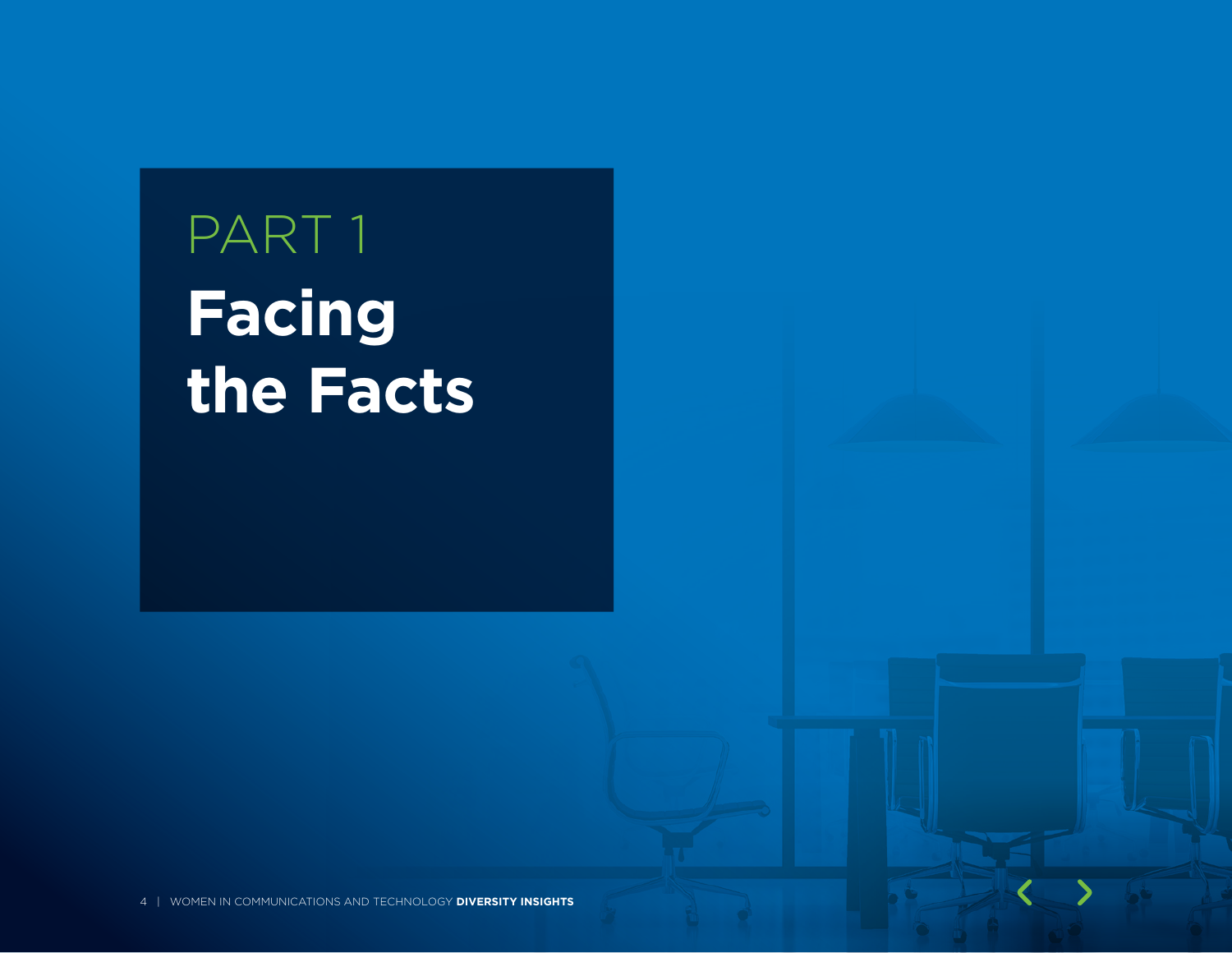# PART 1

# Facing the Facts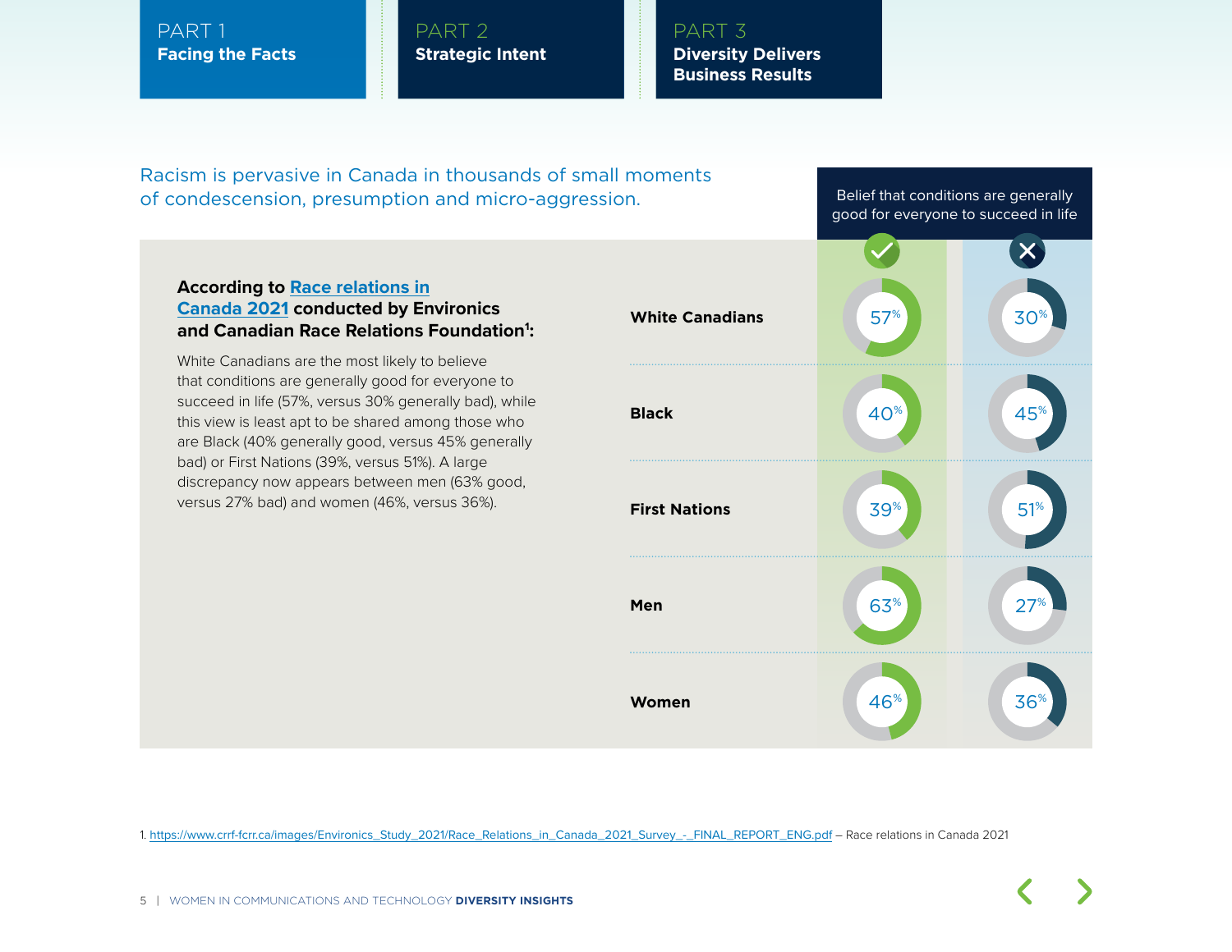Racism is pervasive in Canada in thousands of small moments of condescension, presumption and micro-aggression.

**According to Race relations in Canada 2021 conducted by Environics and Canadian Race Relations Foundation[1]:**

White Canadians are the most likely to believe that conditions are generally good for everyone to succeed in life (57%, versus 30% generally bad), while this view is least apt to be shared among those who are Black (40% generally good, versus 45% generally bad) or First Nations (39%, versus 51%). A large discrepancy now appears between men (63% good, versus 27% bad) and women (46%, versus 36%).

**Belief that conditions are generally good for everyone to succeed in life**

| | ✓ | ✗ |
| --- | --- | --- |
| **White Canadians** | 57% | 30% |
| **Black** | 40% | 45% |
| **First Nations** | 39% | 51% |
| **Men** | 63% | 27% |
| **Women** | 46% | 36% |

1. https://www.crrf-fcrr.ca/images/Environics_Study_2021/Race_Relations_in_Canada_2021_Survey_-_FINAL_REPORT_ENG.pdf – Race relations in Canada 2021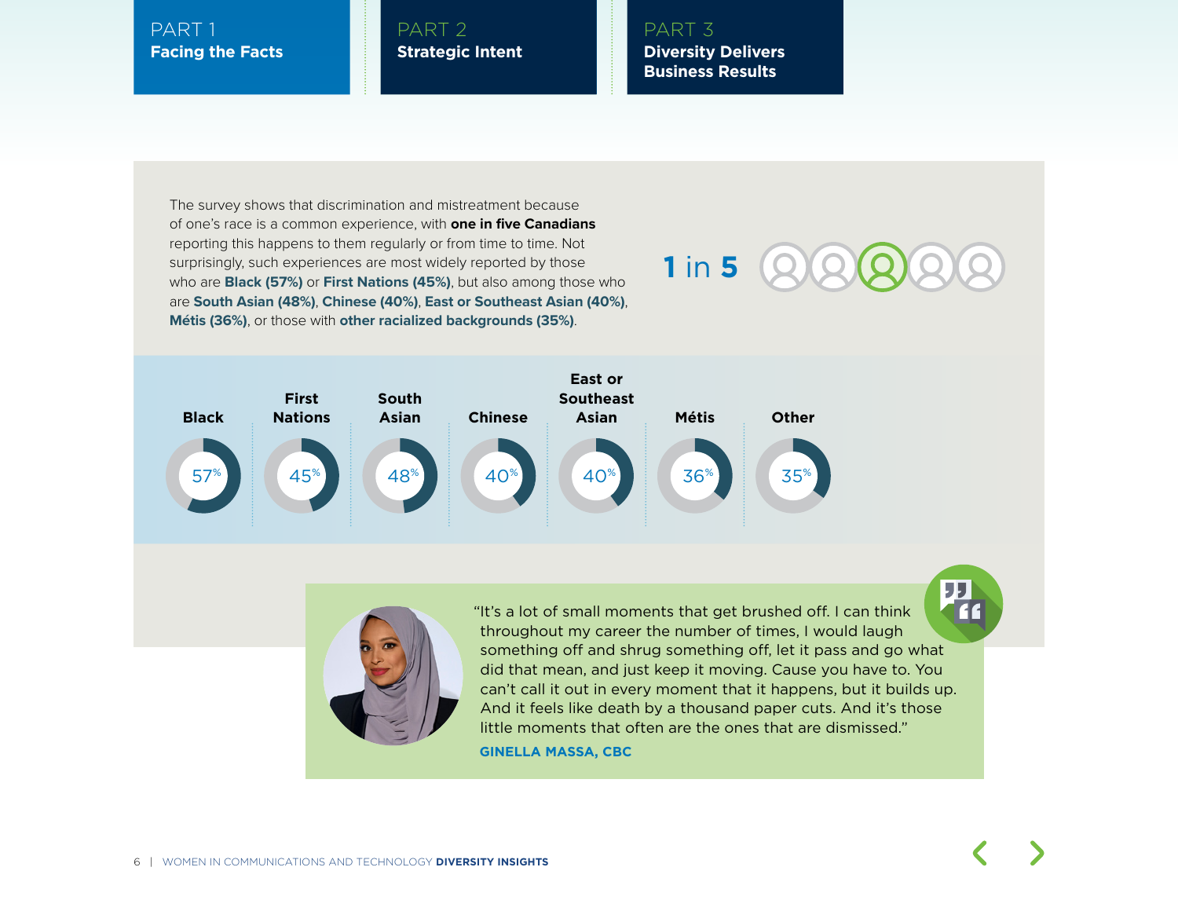The survey shows that discrimination and mistreatment because of one's race is a common experience, with **one in five Canadians** reporting this happens to them regularly or from time to time. Not surprisingly, such experiences are most widely reported by those who are **Black (57%)** or **First Nations (45%)**, but also among those who are **South Asian (48%)**, **Chinese (40%)**, **East or Southeast Asian (40%)**, **Métis (36%)**, or those with **other racialized backgrounds (35%)**.

**1 in 5**

| Black | First Nations | South Asian | Chinese | East or Southeast Asian | Métis | Other |
|---|---|---|---|---|---|---|
| 57% | 45% | 48% | 40% | 40% | 36% | 35% |

"It's a lot of small moments that get brushed off. I can think throughout my career the number of times, I would laugh something off and shrug something off, let it pass and go what did that mean, and just keep it moving. Cause you have to. You can't call it out in every moment that it happens, but it builds up. And it feels like death by a thousand paper cuts. And it's those little moments that often are the ones that are dismissed."

**GINELLA MASSA, CBC**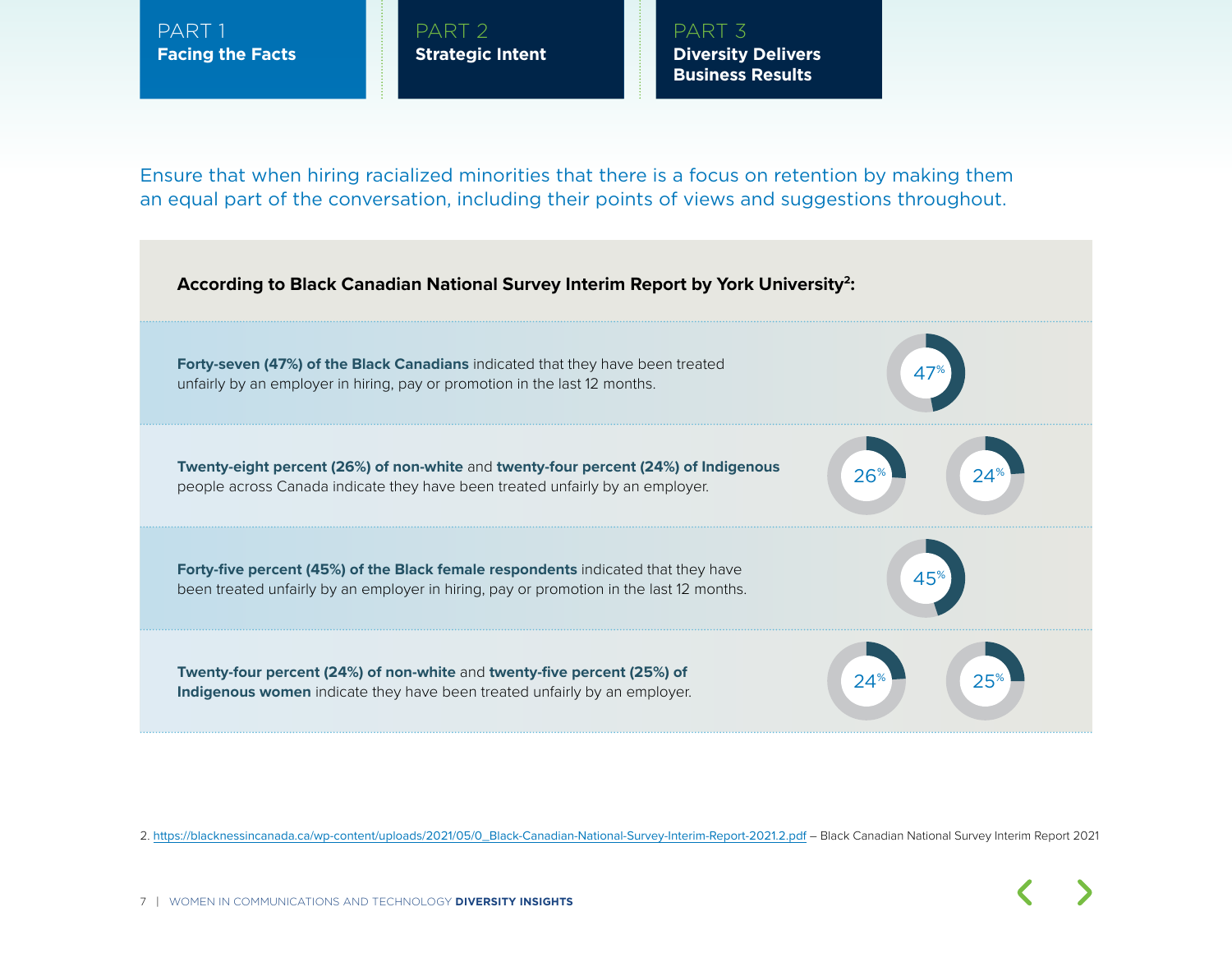Ensure that when hiring racialized minorities that there is a focus on retention by making them an equal part of the conversation, including their points of views and suggestions throughout.

**According to Black Canadian National Survey Interim Report by York University[2]:**

**Forty-seven (47%) of the Black Canadians** indicated that they have been treated unfairly by an employer in hiring, pay or promotion in the last 12 months.

47%

**Twenty-eight percent (26%) of non-white** and **twenty-four percent (24%) of Indigenous** people across Canada indicate they have been treated unfairly by an employer.

26% 24%

**Forty-five percent (45%) of the Black female respondents** indicated that they have been treated unfairly by an employer in hiring, pay or promotion in the last 12 months.

45%

**Twenty-four percent (24%) of non-white** and **twenty-five percent (25%) of Indigenous women** indicate they have been treated unfairly by an employer.

24% 25%

2. https://blacknessincanada.ca/wp-content/uploads/2021/05/0_Black-Canadian-National-Survey-Interim-Report-2021.2.pdf – Black Canadian National Survey Interim Report 2021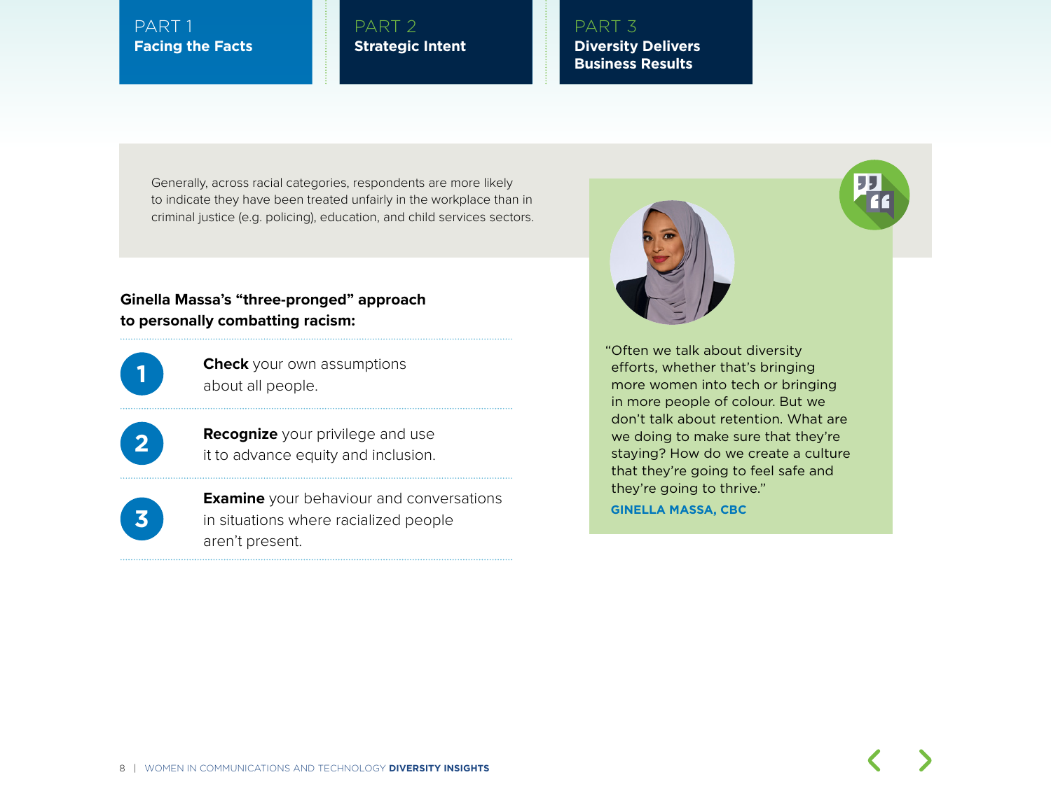Generally, across racial categories, respondents are more likely to indicate they have been treated unfairly in the workplace than in criminal justice (e.g. policing), education, and child services sectors.

**Ginella Massa's "three-pronged" approach to personally combatting racism:**

1. **Check** your own assumptions about all people.
2. **Recognize** your privilege and use it to advance equity and inclusion.
3. **Examine** your behaviour and conversations in situations where racialized people aren't present.

"Often we talk about diversity efforts, whether that's bringing more women into tech or bringing in more people of colour. But we don't talk about retention. What are we doing to make sure that they're staying? How do we create a culture that they're going to feel safe and they're going to thrive."

**GINELLA MASSA, CBC**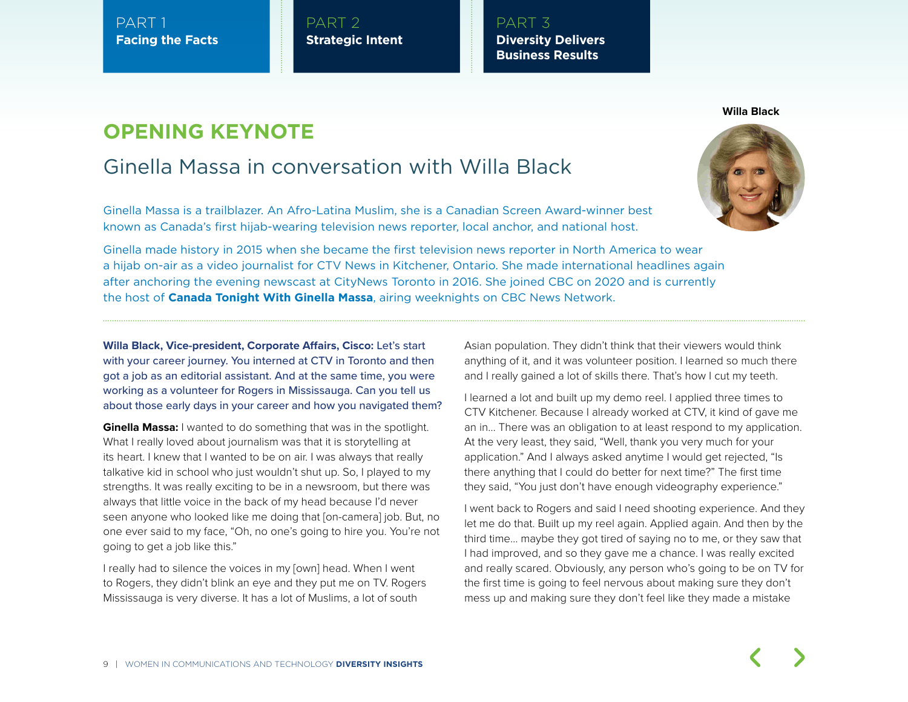## OPENING KEYNOTE

### Ginella Massa in conversation with Willa Black

Willa Black

Ginella Massa is a trailblazer. An Afro-Latina Muslim, she is a Canadian Screen Award-winner best known as Canada's first hijab-wearing television news reporter, local anchor, and national host.

Ginella made history in 2015 when she became the first television news reporter in North America to wear a hijab on-air as a video journalist for CTV News in Kitchener, Ontario. She made international headlines again after anchoring the evening newscast at CityNews Toronto in 2016. She joined CBC on 2020 and is currently the host of **Canada Tonight With Ginella Massa**, airing weeknights on CBC News Network.

**Willa Black, Vice-president, Corporate Affairs, Cisco:** Let's start with your career journey. You interned at CTV in Toronto and then got a job as an editorial assistant. And at the same time, you were working as a volunteer for Rogers in Mississauga. Can you tell us about those early days in your career and how you navigated them?

**Ginella Massa:** I wanted to do something that was in the spotlight. What I really loved about journalism was that it is storytelling at its heart. I knew that I wanted to be on air. I was always that really talkative kid in school who just wouldn't shut up. So, I played to my strengths. It was really exciting to be in a newsroom, but there was always that little voice in the back of my head because I'd never seen anyone who looked like me doing that [on-camera] job. But, no one ever said to my face, "Oh, no one's going to hire you. You're not going to get a job like this."

I really had to silence the voices in my [own] head. When I went to Rogers, they didn't blink an eye and they put me on TV. Rogers Mississauga is very diverse. It has a lot of Muslims, a lot of south Asian population. They didn't think that their viewers would think anything of it, and it was volunteer position. I learned so much there and I really gained a lot of skills there. That's how I cut my teeth.

I learned a lot and built up my demo reel. I applied three times to CTV Kitchener. Because I already worked at CTV, it kind of gave me an in… There was an obligation to at least respond to my application. At the very least, they said, "Well, thank you very much for your application." And I always asked anytime I would get rejected, "Is there anything that I could do better for next time?" The first time they said, "You just don't have enough videography experience."

I went back to Rogers and said I need shooting experience. And they let me do that. Built up my reel again. Applied again. And then by the third time… maybe they got tired of saying no to me, or they saw that I had improved, and so they gave me a chance. I was really excited and really scared. Obviously, any person who's going to be on TV for the first time is going to feel nervous about making sure they don't mess up and making sure they don't feel like they made a mistake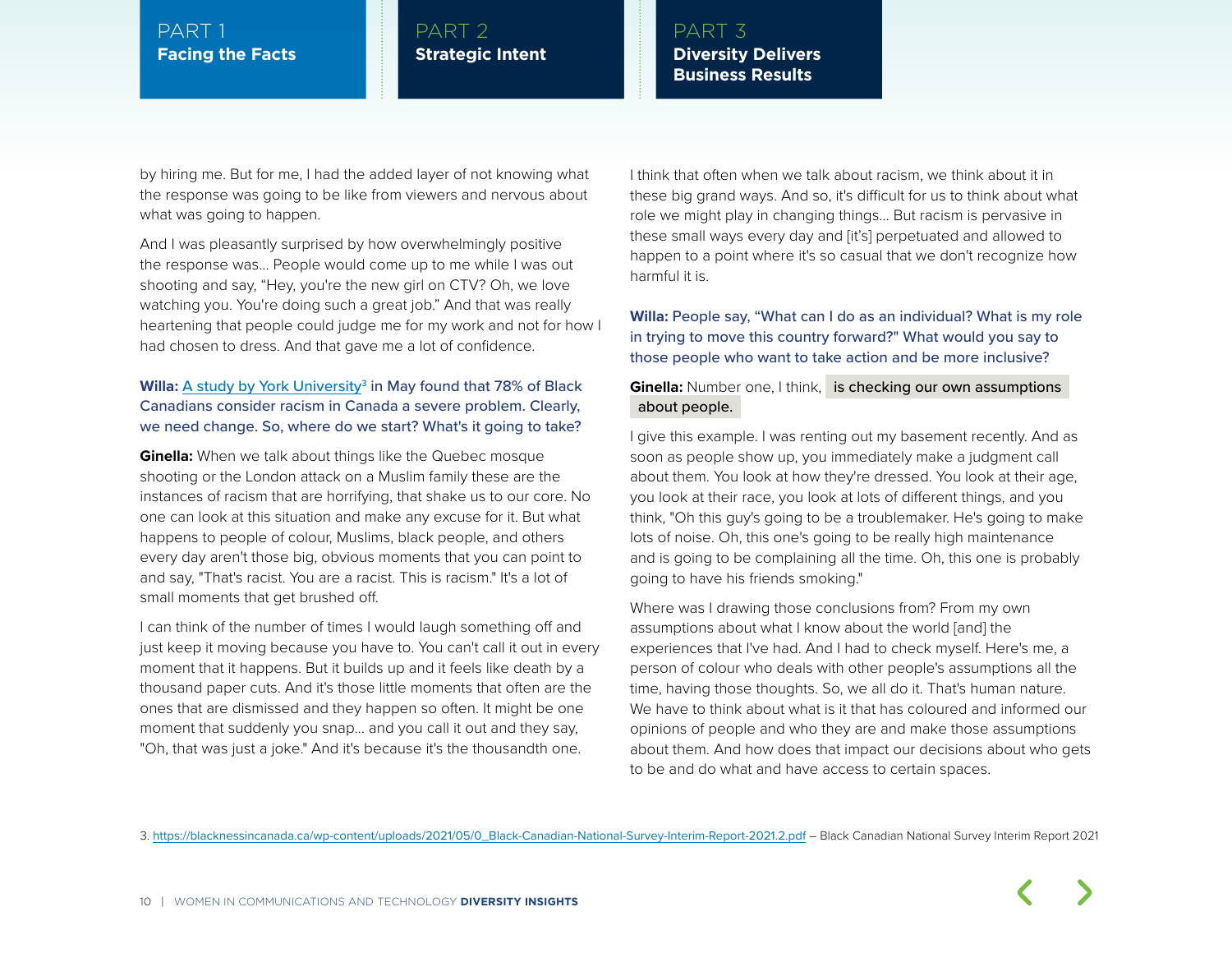by hiring me. But for me, I had the added layer of not knowing what the response was going to be like from viewers and nervous about what was going to happen.

And I was pleasantly surprised by how overwhelmingly positive the response was… People would come up to me while I was out shooting and say, "Hey, you're the new girl on CTV? Oh, we love watching you. You're doing such a great job." And that was really heartening that people could judge me for my work and not for how I had chosen to dress. And that gave me a lot of confidence.

**Willa:** [A study by York University](https://blacknessincanada.ca/wp-content/uploads/2021/05/0_Black-Canadian-National-Survey-Interim-Report-2021.2.pdf)[3] in May found that 78% of Black Canadians consider racism in Canada a severe problem. Clearly, we need change. So, where do we start? What's it going to take?

**Ginella:** When we talk about things like the Quebec mosque shooting or the London attack on a Muslim family these are the instances of racism that are horrifying, that shake us to our core. No one can look at this situation and make any excuse for it. But what happens to people of colour, Muslims, black people, and others every day aren't those big, obvious moments that you can point to and say, "That's racist. You are a racist. This is racism." It's a lot of small moments that get brushed off.

I can think of the number of times I would laugh something off and just keep it moving because you have to. You can't call it out in every moment that it happens. But it builds up and it feels like death by a thousand paper cuts. And it's those little moments that often are the ones that are dismissed and they happen so often. It might be one moment that suddenly you snap… and you call it out and they say, "Oh, that was just a joke." And it's because it's the thousandth one.

I think that often when we talk about racism, we think about it in these big grand ways. And so, it's difficult for us to think about what role we might play in changing things… But racism is pervasive in these small ways every day and [it's] perpetuated and allowed to happen to a point where it's so casual that we don't recognize how harmful it is.

**Willa:** People say, "What can I do as an individual? What is my role in trying to move this country forward?" What would you say to those people who want to take action and be more inclusive?

**Ginella:** Number one, I think, **is checking our own assumptions about people.**

I give this example. I was renting out my basement recently. And as soon as people show up, you immediately make a judgment call about them. You look at how they're dressed. You look at their age, you look at their race, you look at lots of different things, and you think, "Oh this guy's going to be a troublemaker. He's going to make lots of noise. Oh, this one's going to be really high maintenance and is going to be complaining all the time. Oh, this one is probably going to have his friends smoking."

Where was I drawing those conclusions from? From my own assumptions about what I know about the world [and] the experiences that I've had. And I had to check myself. Here's me, a person of colour who deals with other people's assumptions all the time, having those thoughts. So, we all do it. That's human nature. We have to think about what is it that has coloured and informed our opinions of people and who they are and make those assumptions about them. And how does that impact our decisions about who gets to be and do what and have access to certain spaces.

3. https://blacknessincanada.ca/wp-content/uploads/2021/05/0_Black-Canadian-National-Survey-Interim-Report-2021.2.pdf – Black Canadian National Survey Interim Report 2021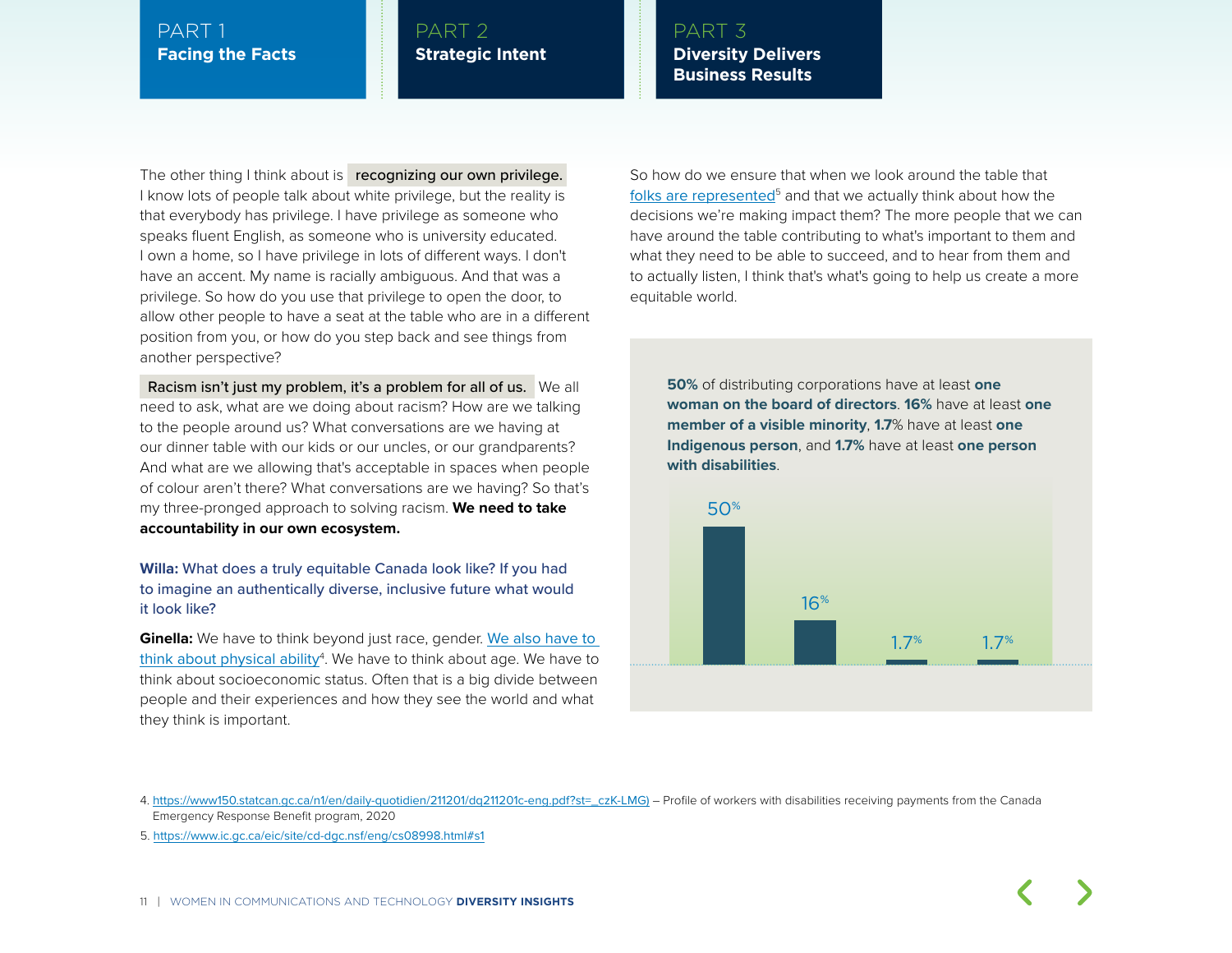The other thing I think about is **recognizing our own privilege.** I know lots of people talk about white privilege, but the reality is that everybody has privilege. I have privilege as someone who speaks fluent English, as someone who is university educated. I own a home, so I have privilege in lots of different ways. I don't have an accent. My name is racially ambiguous. And that was a privilege. So how do you use that privilege to open the door, to allow other people to have a seat at the table who are in a different position from you, or how do you step back and see things from another perspective?

**Racism isn't just my problem, it's a problem for all of us.** We all need to ask, what are we doing about racism? How are we talking to the people around us? What conversations are we having at our dinner table with our kids or our uncles, or our grandparents? And what are we allowing that's acceptable in spaces when people of colour aren't there? What conversations are we having? So that's my three-pronged approach to solving racism. **We need to take accountability in our own ecosystem.**

**Willa:** What does a truly equitable Canada look like? If you had to imagine an authentically diverse, inclusive future what would it look like?

**Ginella:** We have to think beyond just race, gender. We also have to think about physical ability[4]. We have to think about age. We have to think about socioeconomic status. Often that is a big divide between people and their experiences and how they see the world and what they think is important.

So how do we ensure that when we look around the table that folks are represented[5] and that we actually think about how the decisions we're making impact them? The more people that we can have around the table contributing to what's important to them and what they need to be able to succeed, and to hear from them and to actually listen, I think that's what's going to help us create a more equitable world.

**50%** of distributing corporations have at least **one woman on the board of directors**. **16%** have at least **one member of a visible minority**, **1.7**% have at least **one Indigenous person**, and **1.7%** have at least **one person with disabilities**.

| Category | Percentage |
|---|---|
| At least one woman on the board of directors | 50% |
| At least one member of a visible minority | 16% |
| At least one Indigenous person | 1.7% |
| At least one person with disabilities | 1.7% |

4. https://www150.statcan.gc.ca/n1/en/daily-quotidien/211201/dq211201c-eng.pdf?st=_czK-LMG) – Profile of workers with disabilities receiving payments from the Canada Emergency Response Benefit program, 2020
5. https://www.ic.gc.ca/eic/site/cd-dgc.nsf/eng/cs08998.html#s1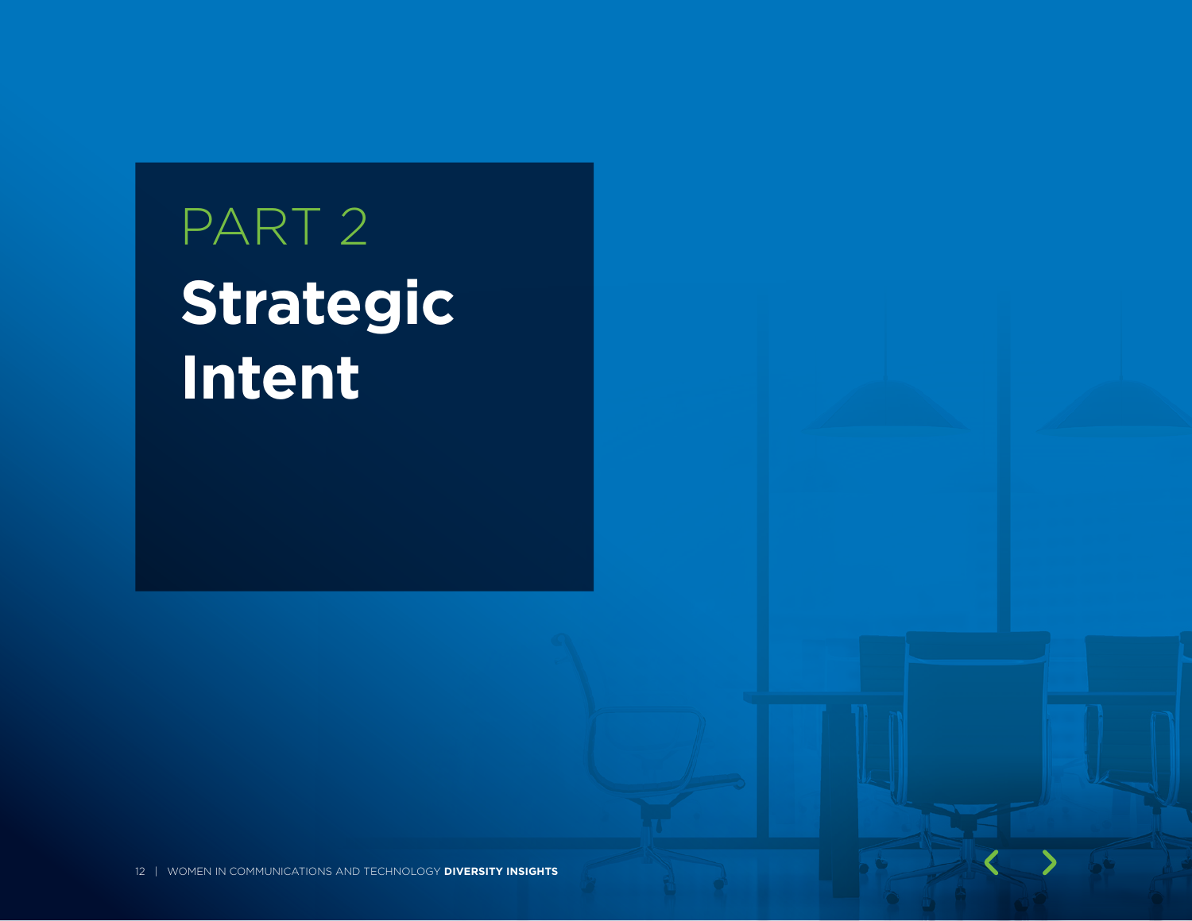# PART 2

# Strategic Intent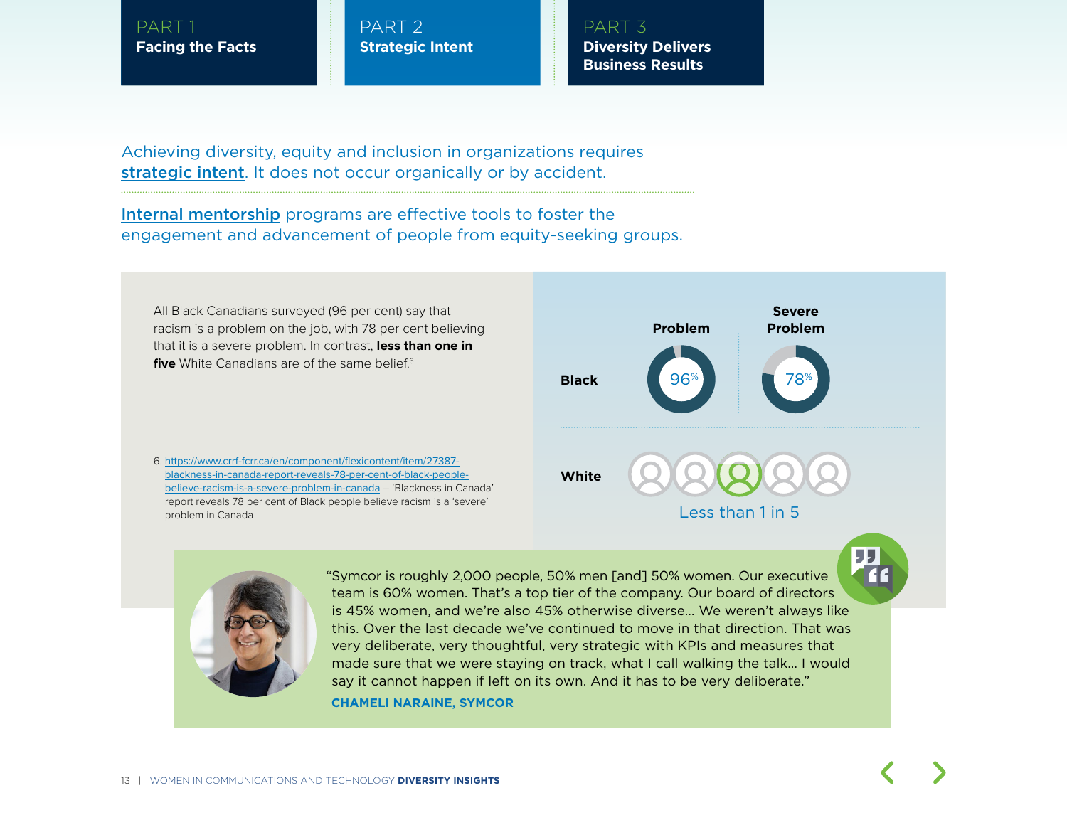PART 1
**Facing the Facts**

PART 2
**Strategic Intent**

PART 3
**Diversity Delivers Business Results**

Achieving diversity, equity and inclusion in organizations requires **strategic intent**. It does not occur organically or by accident.

**Internal mentorship** programs are effective tools to foster the engagement and advancement of people from equity-seeking groups.

All Black Canadians surveyed (96 per cent) say that racism is a problem on the job, with 78 per cent believing that it is a severe problem. In contrast, **less than one in five** White Canadians are of the same belief.[6]

| | Problem | Severe Problem |
|---|---|---|
| Black | 96% | 78% |
| White | Less than 1 in 5 | |

6. https://www.crrf-fcrr.ca/en/component/flexicontent/item/27387-blackness-in-canada-report-reveals-78-per-cent-of-black-people-believe-racism-is-a-severe-problem-in-canada – 'Blackness in Canada' report reveals 78 per cent of Black people believe racism is a 'severe' problem in Canada

"Symcor is roughly 2,000 people, 50% men [and] 50% women. Our executive team is 60% women. That's a top tier of the company. Our board of directors is 45% women, and we're also 45% otherwise diverse... We weren't always like this. Over the last decade we've continued to move in that direction. That was very deliberate, very thoughtful, very strategic with KPIs and measures that made sure that we were staying on track, what I call walking the talk... I would say it cannot happen if left on its own. And it has to be very deliberate."

**CHAMELI NARAINE, SYMCOR**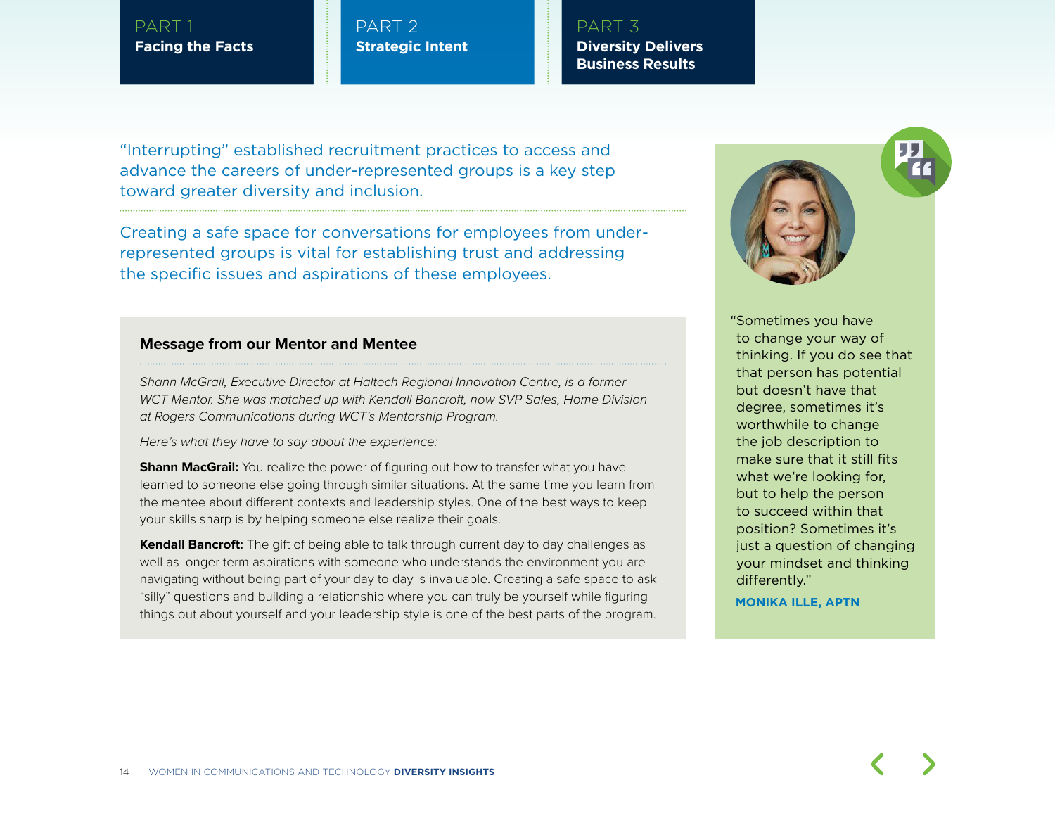"Interrupting" established recruitment practices to access and advance the careers of under-represented groups is a key step toward greater diversity and inclusion.

Creating a safe space for conversations for employees from under-represented groups is vital for establishing trust and addressing the specific issues and aspirations of these employees.

### Message from our Mentor and Mentee

*Shann McGrail, Executive Director at Haltech Regional Innovation Centre, is a former WCT Mentor. She was matched up with Kendall Bancroft, now SVP Sales, Home Division at Rogers Communications during WCT's Mentorship Program.*

*Here's what they have to say about the experience:*

**Shann MacGrail:** You realize the power of figuring out how to transfer what you have learned to someone else going through similar situations. At the same time you learn from the mentee about different contexts and leadership styles. One of the best ways to keep your skills sharp is by helping someone else realize their goals.

**Kendall Bancroft:** The gift of being able to talk through current day to day challenges as well as longer term aspirations with someone who understands the environment you are navigating without being part of your day to day is invaluable. Creating a safe space to ask "silly" questions and building a relationship where you can truly be yourself while figuring things out about yourself and your leadership style is one of the best parts of the program.

"Sometimes you have to change your way of thinking. If you do see that that person has potential but doesn't have that degree, sometimes it's worthwhile to change the job description to make sure that it still fits what we're looking for, but to help the person to succeed within that position? Sometimes it's just a question of changing your mindset and thinking differently."

**MONIKA ILLE, APTN**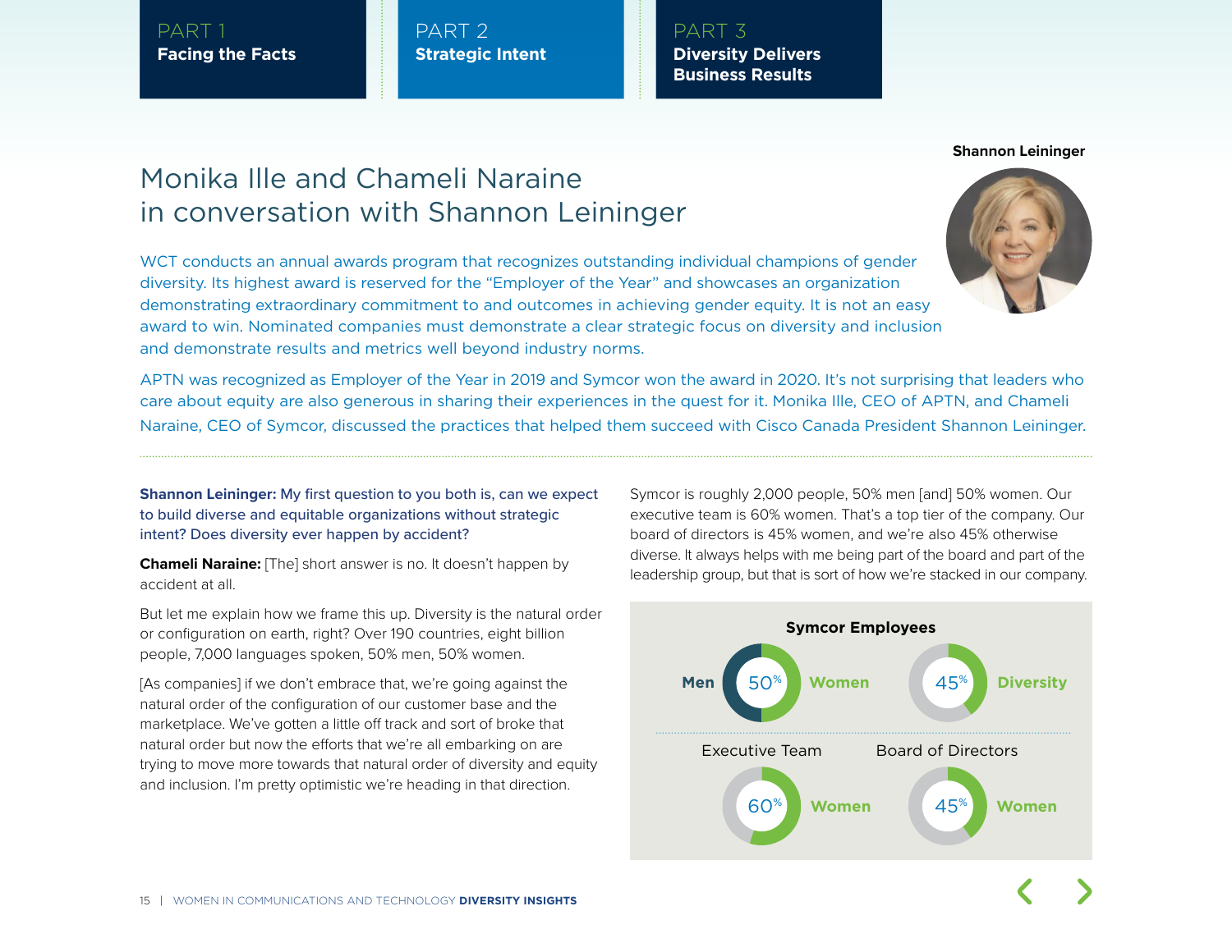# Monika Ille and Chameli Naraine in conversation with Shannon Leininger

Shannon Leininger

WCT conducts an annual awards program that recognizes outstanding individual champions of gender diversity. Its highest award is reserved for the "Employer of the Year" and showcases an organization demonstrating extraordinary commitment to and outcomes in achieving gender equity. It is not an easy award to win. Nominated companies must demonstrate a clear strategic focus on diversity and inclusion and demonstrate results and metrics well beyond industry norms.

APTN was recognized as Employer of the Year in 2019 and Symcor won the award in 2020. It's not surprising that leaders who care about equity are also generous in sharing their experiences in the quest for it. Monika Ille, CEO of APTN, and Chameli Naraine, CEO of Symcor, discussed the practices that helped them succeed with Cisco Canada President Shannon Leininger.

**Shannon Leininger:** My first question to you both is, can we expect to build diverse and equitable organizations without strategic intent? Does diversity ever happen by accident?

**Chameli Naraine:** [The] short answer is no. It doesn't happen by accident at all.

But let me explain how we frame this up. Diversity is the natural order or configuration on earth, right? Over 190 countries, eight billion people, 7,000 languages spoken, 50% men, 50% women.

[As companies] if we don't embrace that, we're going against the natural order of the configuration of our customer base and the marketplace. We've gotten a little off track and sort of broke that natural order but now the efforts that we're all embarking on are trying to move more towards that natural order of diversity and equity and inclusion. I'm pretty optimistic we're heading in that direction.

Symcor is roughly 2,000 people, 50% men [and] 50% women. Our executive team is 60% women. That's a top tier of the company. Our board of directors is 45% women, and we're also 45% otherwise diverse. It always helps with me being part of the board and part of the leadership group, but that is sort of how we're stacked in our company.

**Symcor Employees**

| Group | Value |
|---|---|
| Men / Women | 50% Women |
| Diversity | 45% |
| Executive Team | 60% Women |
| Board of Directors | 45% Women |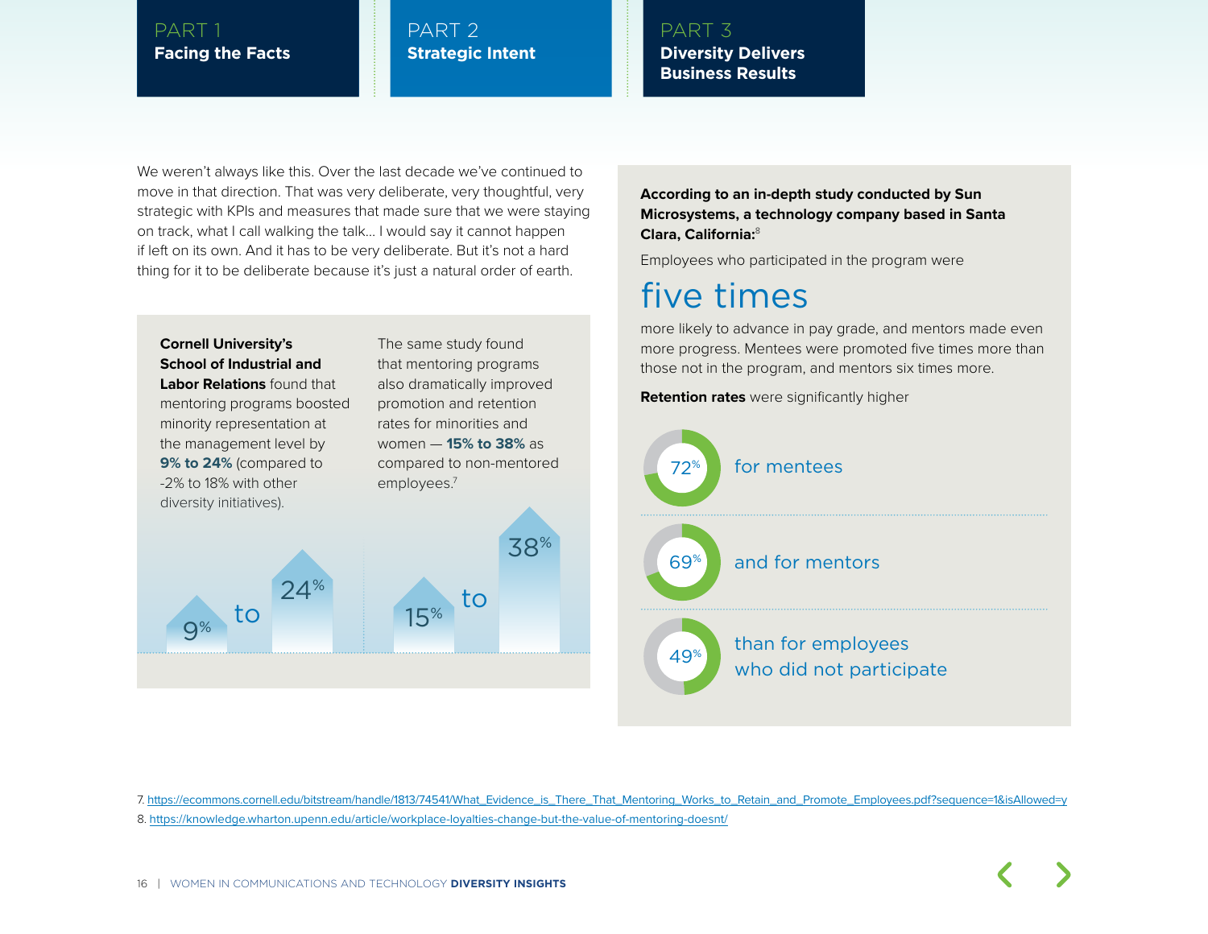PART 1
**Facing the Facts**

PART 2
**Strategic Intent**

PART 3
**Diversity Delivers Business Results**

We weren't always like this. Over the last decade we've continued to move in that direction. That was very deliberate, very thoughtful, very strategic with KPIs and measures that made sure that we were staying on track, what I call walking the talk... I would say it cannot happen if left on its own. And it has to be very deliberate. But it's not a hard thing for it to be deliberate because it's just a natural order of earth.

**Cornell University's School of Industrial and Labor Relations** found that mentoring programs boosted minority representation at the management level by **9% to 24%** (compared to -2% to 18% with other diversity initiatives).

The same study found that mentoring programs also dramatically improved promotion and retention rates for minorities and women — **15% to 38%** as compared to non-mentored employees.[7]

9% to 24%

15% to 38%

**According to an in-depth study conducted by Sun Microsystems, a technology company based in Santa Clara, California:**[8]

Employees who participated in the program were

five times

more likely to advance in pay grade, and mentors made even more progress. Mentees were promoted five times more than those not in the program, and mentors six times more.

**Retention rates** were significantly higher

72% for mentees

69% and for mentors

49% than for employees who did not participate

7. https://ecommons.cornell.edu/bitstream/handle/1813/74541/What_Evidence_is_There_That_Mentoring_Works_to_Retain_and_Promote_Employees.pdf?sequence=1&isAllowed=y

8. https://knowledge.wharton.upenn.edu/article/workplace-loyalties-change-but-the-value-of-mentoring-doesnt/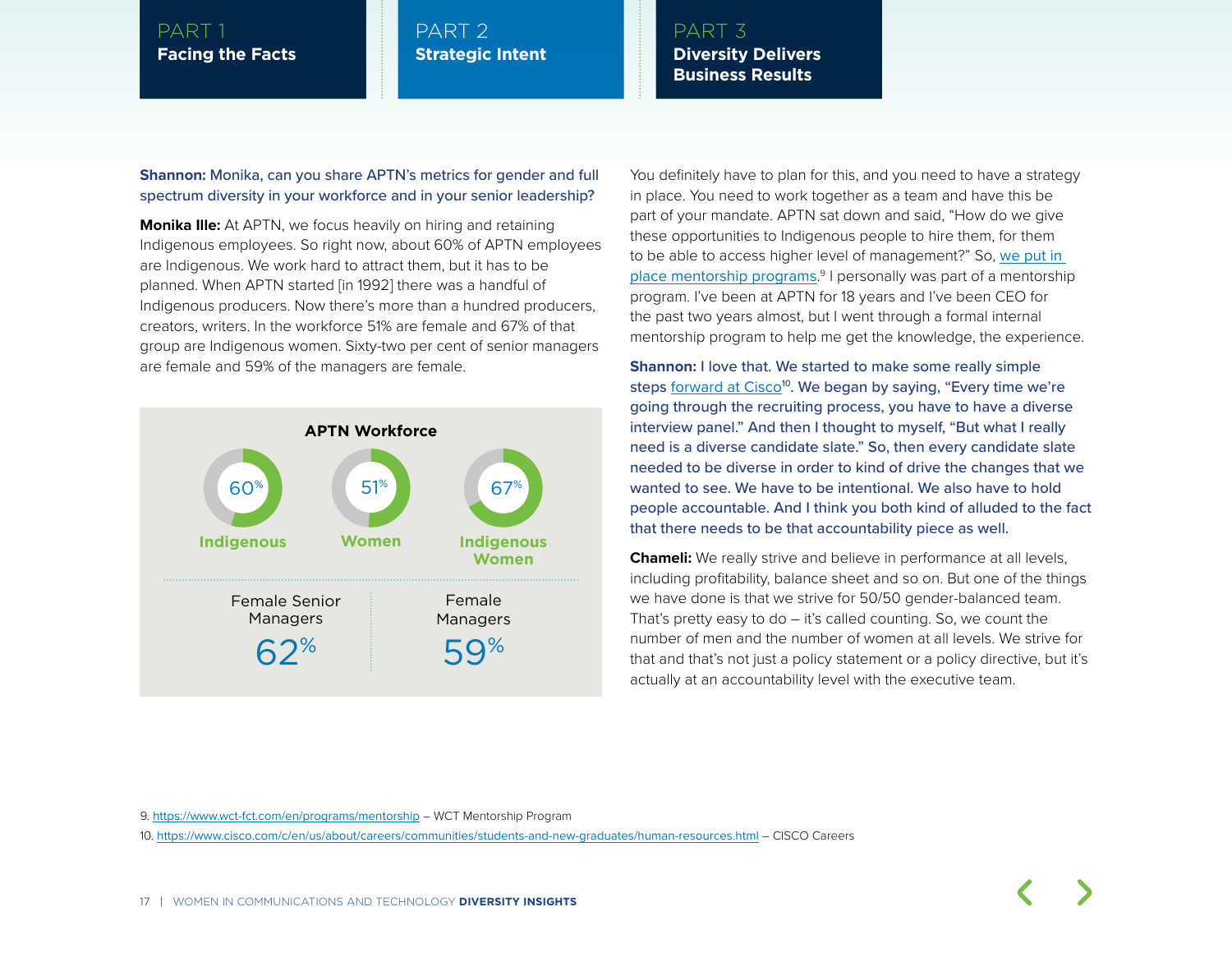**Shannon:** Monika, can you share APTN's metrics for gender and full spectrum diversity in your workforce and in your senior leadership?

**Monika Ille:** At APTN, we focus heavily on hiring and retaining Indigenous employees. So right now, about 60% of APTN employees are Indigenous. We work hard to attract them, but it has to be planned. When APTN started [in 1992] there was a handful of Indigenous producers. Now there's more than a hundred producers, creators, writers. In the workforce 51% are female and 67% of that group are Indigenous women. Sixty-two per cent of senior managers are female and 59% of the managers are female.

**APTN Workforce**

| Indigenous | Women | Indigenous Women |
|---|---|---|
| 60% | 51% | 67% |

| Female Senior Managers | Female Managers |
|---|---|
| 62% | 59% |

You definitely have to plan for this, and you need to have a strategy in place. You need to work together as a team and have this be part of your mandate. APTN sat down and said, "How do we give these opportunities to Indigenous people to hire them, for them to be able to access higher level of management?" So, we put in place mentorship programs.[9] I personally was part of a mentorship program. I've been at APTN for 18 years and I've been CEO for the past two years almost, but I went through a formal internal mentorship program to help me get the knowledge, the experience.

**Shannon:** I love that. We started to make some really simple steps forward at Cisco[10]. We began by saying, "Every time we're going through the recruiting process, you have to have a diverse interview panel." And then I thought to myself, "But what I really need is a diverse candidate slate." So, then every candidate slate needed to be diverse in order to kind of drive the changes that we wanted to see. We have to be intentional. We also have to hold people accountable. And I think you both kind of alluded to the fact that there needs to be that accountability piece as well.

**Chameli:** We really strive and believe in performance at all levels, including profitability, balance sheet and so on. But one of the things we have done is that we strive for 50/50 gender-balanced team. That's pretty easy to do – it's called counting. So, we count the number of men and the number of women at all levels. We strive for that and that's not just a policy statement or a policy directive, but it's actually at an accountability level with the executive team.

9. https://www.wct-fct.com/en/programs/mentorship – WCT Mentorship Program

10. https://www.cisco.com/c/en/us/about/careers/communities/students-and-new-graduates/human-resources.html – CISCO Careers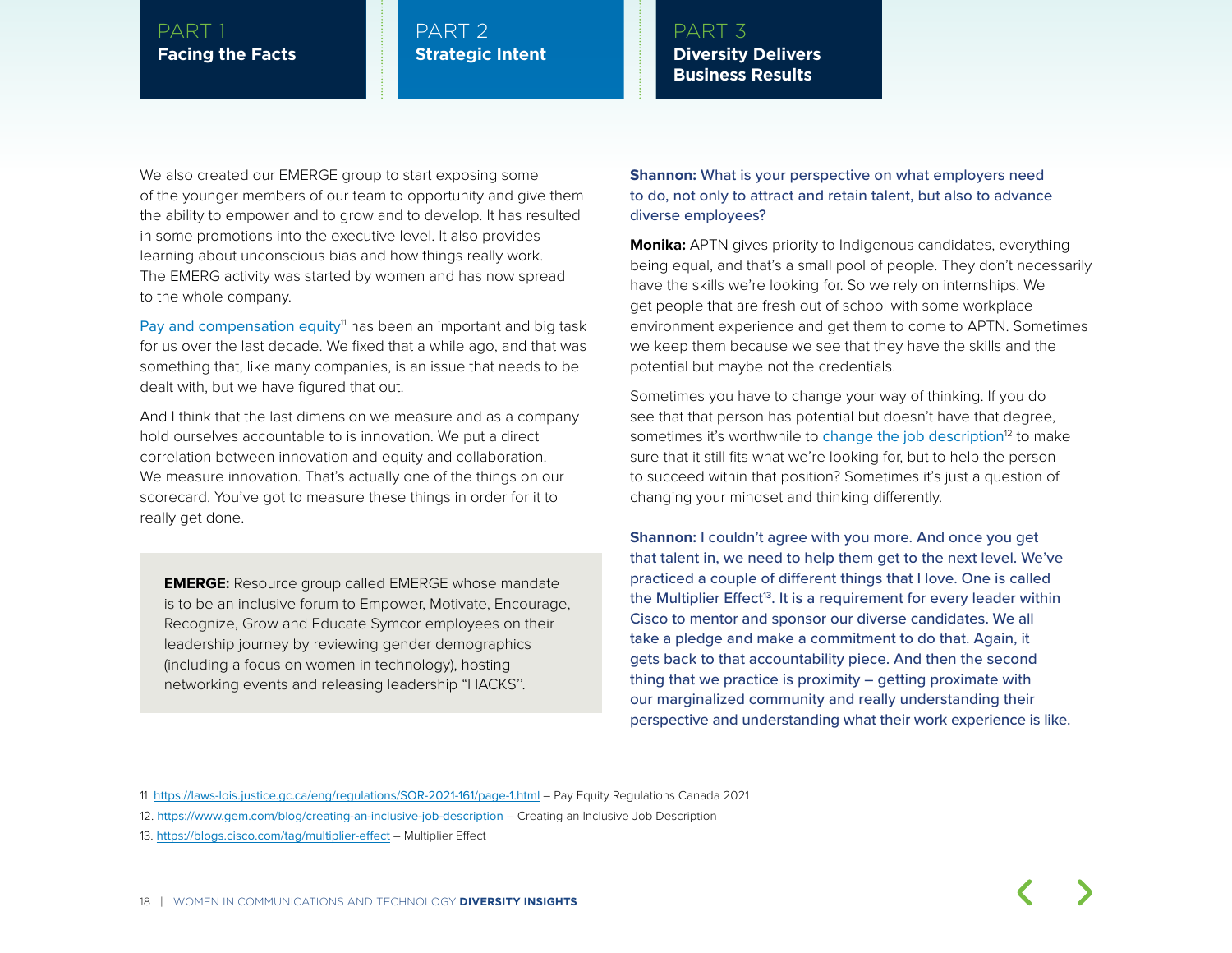We also created our EMERGE group to start exposing some of the younger members of our team to opportunity and give them the ability to empower and to grow and to develop. It has resulted in some promotions into the executive level. It also provides learning about unconscious bias and how things really work. The EMERG activity was started by women and has now spread to the whole company.

Pay and compensation equity[11] has been an important and big task for us over the last decade. We fixed that a while ago, and that was something that, like many companies, is an issue that needs to be dealt with, but we have figured that out.

And I think that the last dimension we measure and as a company hold ourselves accountable to is innovation. We put a direct correlation between innovation and equity and collaboration. We measure innovation. That's actually one of the things on our scorecard. You've got to measure these things in order for it to really get done.

> **EMERGE:** Resource group called EMERGE whose mandate is to be an inclusive forum to Empower, Motivate, Encourage, Recognize, Grow and Educate Symcor employees on their leadership journey by reviewing gender demographics (including a focus on women in technology), hosting networking events and releasing leadership "HACKS".

**Shannon:** What is your perspective on what employers need to do, not only to attract and retain talent, but also to advance diverse employees?

**Monika:** APTN gives priority to Indigenous candidates, everything being equal, and that's a small pool of people. They don't necessarily have the skills we're looking for. So we rely on internships. We get people that are fresh out of school with some workplace environment experience and get them to come to APTN. Sometimes we keep them because we see that they have the skills and the potential but maybe not the credentials.

Sometimes you have to change your way of thinking. If you do see that that person has potential but doesn't have that degree, sometimes it's worthwhile to change the job description[12] to make sure that it still fits what we're looking for, but to help the person to succeed within that position? Sometimes it's just a question of changing your mindset and thinking differently.

**Shannon:** I couldn't agree with you more. And once you get that talent in, we need to help them get to the next level. We've practiced a couple of different things that I love. One is called the Multiplier Effect[13]. It is a requirement for every leader within Cisco to mentor and sponsor our diverse candidates. We all take a pledge and make a commitment to do that. Again, it gets back to that accountability piece. And then the second thing that we practice is proximity – getting proximate with our marginalized community and really understanding their perspective and understanding what their work experience is like.

---

11. https://laws-lois.justice.gc.ca/eng/regulations/SOR-2021-161/page-1.html – Pay Equity Regulations Canada 2021
12. https://www.gem.com/blog/creating-an-inclusive-job-description – Creating an Inclusive Job Description
13. https://blogs.cisco.com/tag/multiplier-effect – Multiplier Effect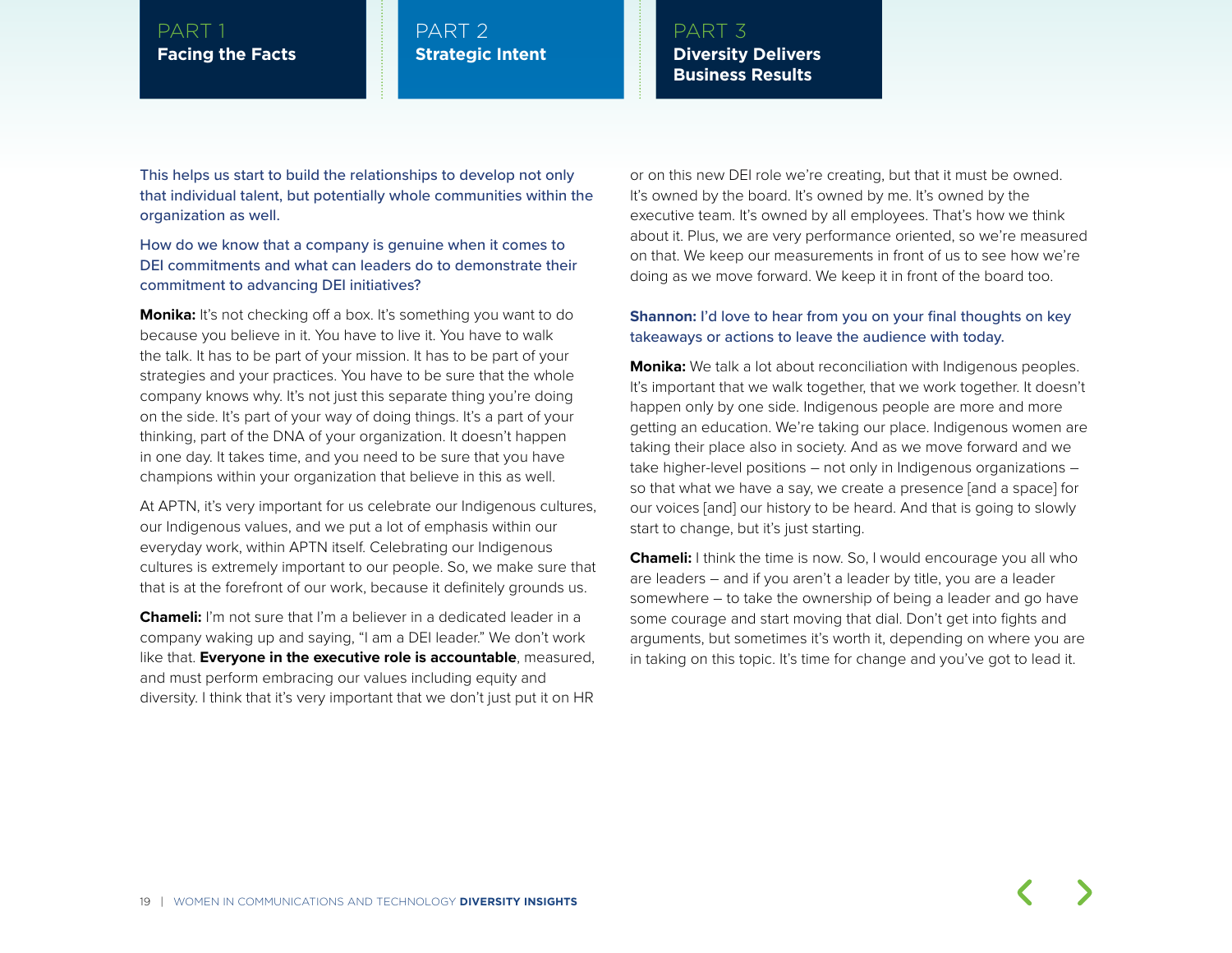This helps us start to build the relationships to develop not only that individual talent, but potentially whole communities within the organization as well.

How do we know that a company is genuine when it comes to DEI commitments and what can leaders do to demonstrate their commitment to advancing DEI initiatives?

**Monika:** It's not checking off a box. It's something you want to do because you believe in it. You have to live it. You have to walk the talk. It has to be part of your mission. It has to be part of your strategies and your practices. You have to be sure that the whole company knows why. It's not just this separate thing you're doing on the side. It's part of your way of doing things. It's a part of your thinking, part of the DNA of your organization. It doesn't happen in one day. It takes time, and you need to be sure that you have champions within your organization that believe in this as well.

At APTN, it's very important for us celebrate our Indigenous cultures, our Indigenous values, and we put a lot of emphasis within our everyday work, within APTN itself. Celebrating our Indigenous cultures is extremely important to our people. So, we make sure that that is at the forefront of our work, because it definitely grounds us.

**Chameli:** I'm not sure that I'm a believer in a dedicated leader in a company waking up and saying, "I am a DEI leader." We don't work like that. **Everyone in the executive role is accountable**, measured, and must perform embracing our values including equity and diversity. I think that it's very important that we don't just put it on HR or on this new DEI role we're creating, but that it must be owned. It's owned by the board. It's owned by me. It's owned by the executive team. It's owned by all employees. That's how we think about it. Plus, we are very performance oriented, so we're measured on that. We keep our measurements in front of us to see how we're doing as we move forward. We keep it in front of the board too.

**Shannon:** I'd love to hear from you on your final thoughts on key takeaways or actions to leave the audience with today.

**Monika:** We talk a lot about reconciliation with Indigenous peoples. It's important that we walk together, that we work together. It doesn't happen only by one side. Indigenous people are more and more getting an education. We're taking our place. Indigenous women are taking their place also in society. And as we move forward and we take higher-level positions – not only in Indigenous organizations – so that what we have a say, we create a presence [and a space] for our voices [and] our history to be heard. And that is going to slowly start to change, but it's just starting.

**Chameli:** I think the time is now. So, I would encourage you all who are leaders – and if you aren't a leader by title, you are a leader somewhere – to take the ownership of being a leader and go have some courage and start moving that dial. Don't get into fights and arguments, but sometimes it's worth it, depending on where you are in taking on this topic. It's time for change and you've got to lead it.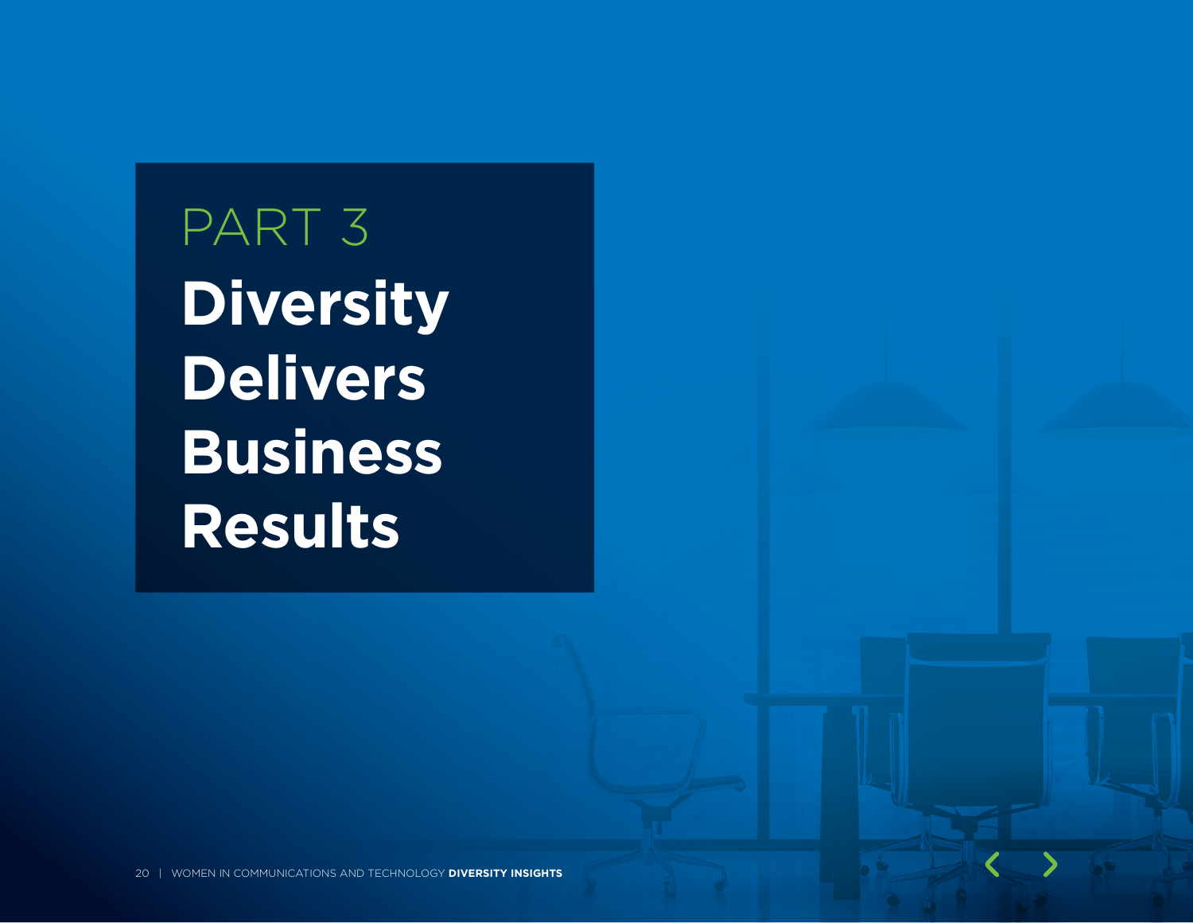PART 3

# Diversity Delivers Business Results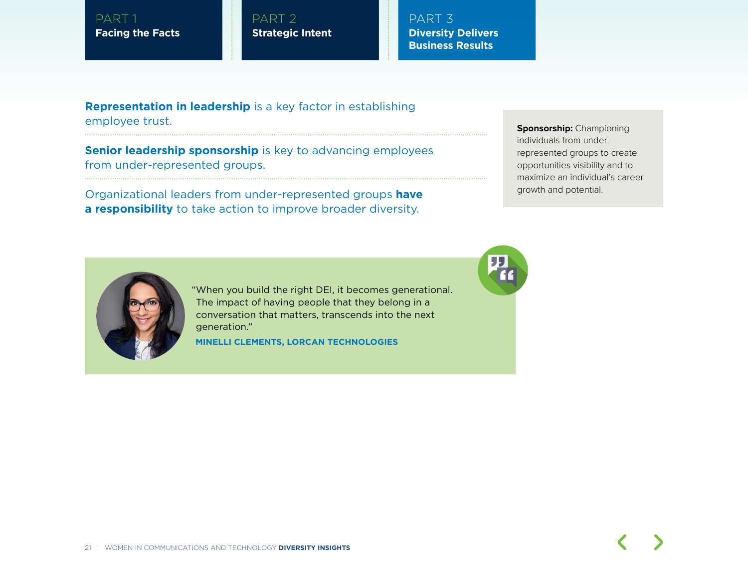PART 1
**Facing the Facts**

PART 2
**Strategic Intent**

PART 3
**Diversity Delivers Business Results**

**Representation in leadership** is a key factor in establishing employee trust.

**Senior leadership sponsorship** is key to advancing employees from under-represented groups.

Organizational leaders from under-represented groups **have a responsibility** to take action to improve broader diversity.

**Sponsorship:** Championing individuals from under-represented groups to create opportunities visibility and to maximize an individual's career growth and potential.

"When you build the right DEI, it becomes generational. The impact of having people that they belong in a conversation that matters, transcends into the next generation."

**MINELLI CLEMENTS, LORCAN TECHNOLOGIES**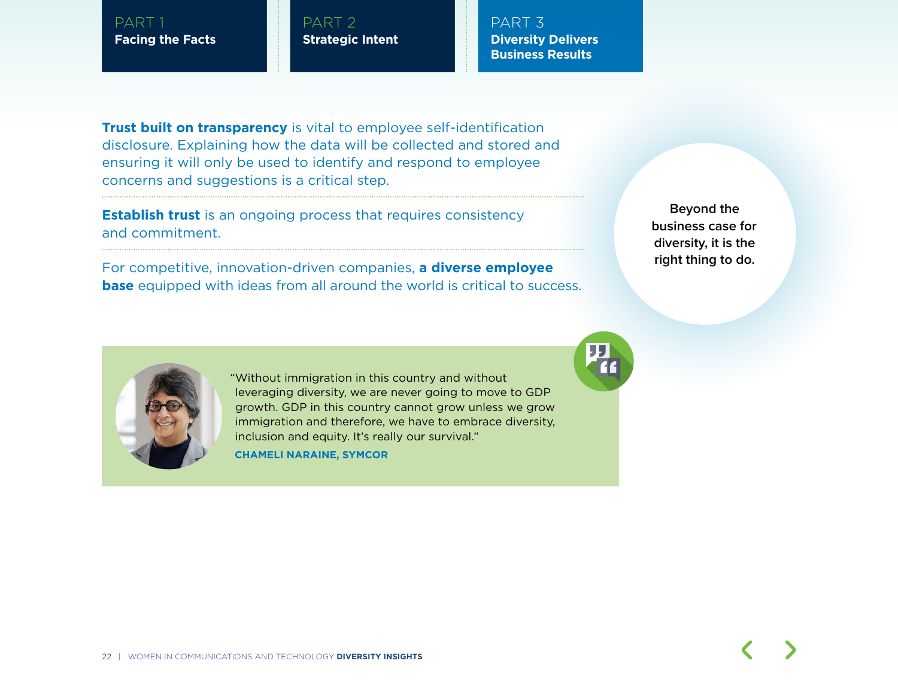**Trust built on transparency** is vital to employee self-identification disclosure. Explaining how the data will be collected and stored and ensuring it will only be used to identify and respond to employee concerns and suggestions is a critical step.

**Establish trust** is an ongoing process that requires consistency and commitment.

For competitive, innovation-driven companies, **a diverse employee base** equipped with ideas from all around the world is critical to success.

Beyond the business case for diversity, it is the right thing to do.

"Without immigration in this country and without leveraging diversity, we are never going to move to GDP growth. GDP in this country cannot grow unless we grow immigration and therefore, we have to embrace diversity, inclusion and equity. It's really our survival."

**CHAMELI NARAINE, SYMCOR**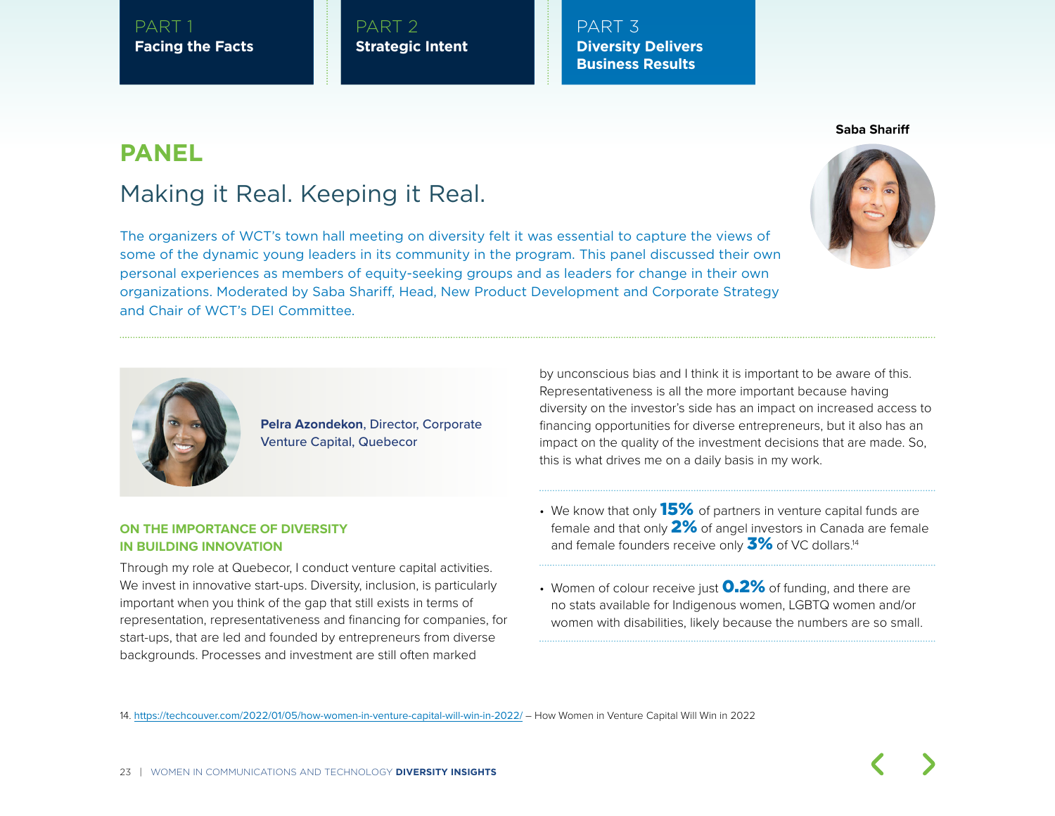PART 1
**Facing the Facts**

PART 2
**Strategic Intent**

PART 3
**Diversity Delivers Business Results**

# PANEL

## Making it Real. Keeping it Real.

**Saba Shariff**

The organizers of WCT's town hall meeting on diversity felt it was essential to capture the views of some of the dynamic young leaders in its community in the program. This panel discussed their own personal experiences as members of equity-seeking groups and as leaders for change in their own organizations. Moderated by Saba Shariff, Head, New Product Development and Corporate Strategy and Chair of WCT's DEI Committee.

**Pelra Azondekon**, Director, Corporate Venture Capital, Quebecor

### ON THE IMPORTANCE OF DIVERSITY IN BUILDING INNOVATION

Through my role at Quebecor, I conduct venture capital activities. We invest in innovative start-ups. Diversity, inclusion, is particularly important when you think of the gap that still exists in terms of representation, representativeness and financing for companies, for start-ups, that are led and founded by entrepreneurs from diverse backgrounds. Processes and investment are still often marked by unconscious bias and I think it is important to be aware of this. Representativeness is all the more important because having diversity on the investor's side has an impact on increased access to financing opportunities for diverse entrepreneurs, but it also has an impact on the quality of the investment decisions that are made. So, this is what drives me on a daily basis in my work.

- We know that only **15%** of partners in venture capital funds are female and that only **2%** of angel investors in Canada are female and female founders receive only **3%** of VC dollars.[14]

- Women of colour receive just **0.2%** of funding, and there are no stats available for Indigenous women, LGBTQ women and/or women with disabilities, likely because the numbers are so small.

14. https://techcouver.com/2022/01/05/how-women-in-venture-capital-will-win-in-2022/ – How Women in Venture Capital Will Win in 2022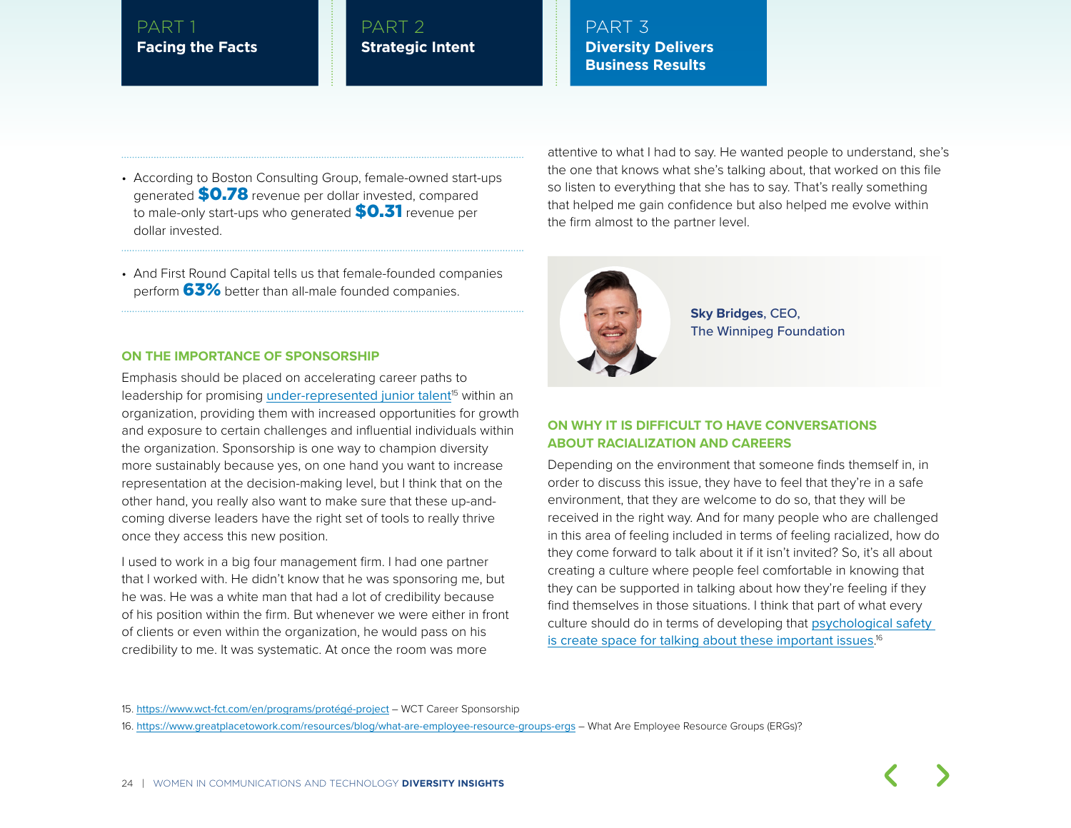- According to Boston Consulting Group, female-owned start-ups generated **$0.78** revenue per dollar invested, compared to male-only start-ups who generated **$0.31** revenue per dollar invested.

- And First Round Capital tells us that female-founded companies perform **63%** better than all-male founded companies.

### ON THE IMPORTANCE OF SPONSORSHIP

Emphasis should be placed on accelerating career paths to leadership for promising under-represented junior talent[15] within an organization, providing them with increased opportunities for growth and exposure to certain challenges and influential individuals within the organization. Sponsorship is one way to champion diversity more sustainably because yes, on one hand you want to increase representation at the decision-making level, but I think that on the other hand, you really also want to make sure that these up-and-coming diverse leaders have the right set of tools to really thrive once they access this new position.

I used to work in a big four management firm. I had one partner that I worked with. He didn't know that he was sponsoring me, but he was. He was a white man that had a lot of credibility because of his position within the firm. But whenever we were either in front of clients or even within the organization, he would pass on his credibility to me. It was systematic. At once the room was more attentive to what I had to say. He wanted people to understand, she's the one that knows what she's talking about, that worked on this file so listen to everything that she has to say. That's really something that helped me gain confidence but also helped me evolve within the firm almost to the partner level.

**Sky Bridges**, CEO,
The Winnipeg Foundation

### ON WHY IT IS DIFFICULT TO HAVE CONVERSATIONS ABOUT RACIALIZATION AND CAREERS

Depending on the environment that someone finds themself in, in order to discuss this issue, they have to feel that they're in a safe environment, that they are welcome to do so, that they will be received in the right way. And for many people who are challenged in this area of feeling included in terms of feeling racialized, how do they come forward to talk about it if it isn't invited? So, it's all about creating a culture where people feel comfortable in knowing that they can be supported in talking about how they're feeling if they find themselves in those situations. I think that part of what every culture should do in terms of developing that psychological safety is create space for talking about these important issues.[16]

15. https://www.wct-fct.com/en/programs/protégé-project – WCT Career Sponsorship
16. https://www.greatplacetowork.com/resources/blog/what-are-employee-resource-groups-ergs – What Are Employee Resource Groups (ERGs)?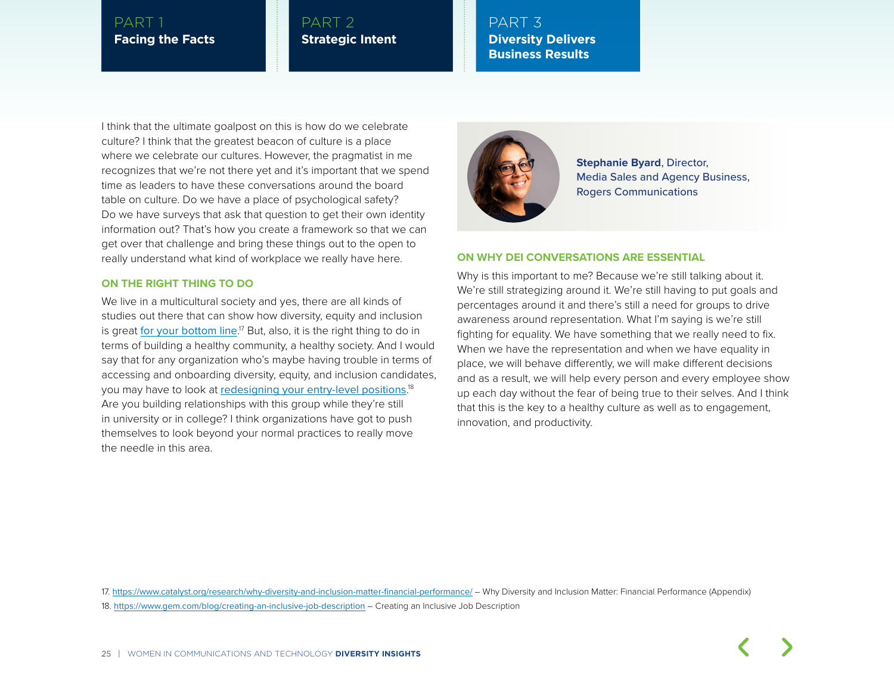I think that the ultimate goalpost on this is how do we celebrate culture? I think that the greatest beacon of culture is a place where we celebrate our cultures. However, the pragmatist in me recognizes that we're not there yet and it's important that we spend time as leaders to have these conversations around the board table on culture. Do we have a place of psychological safety? Do we have surveys that ask that question to get their own identity information out? That's how you create a framework so that we can get over that challenge and bring these things out to the open to really understand what kind of workplace we really have here.

### ON THE RIGHT THING TO DO

We live in a multicultural society and yes, there are all kinds of studies out there that can show how diversity, equity and inclusion is great for your bottom line.[17] But, also, it is the right thing to do in terms of building a healthy community, a healthy society. And I would say that for any organization who's maybe having trouble in terms of accessing and onboarding diversity, equity, and inclusion candidates, you may have to look at redesigning your entry-level positions.[18] Are you building relationships with this group while they're still in university or in college? I think organizations have got to push themselves to look beyond your normal practices to really move the needle in this area.

**Stephanie Byard**, Director, Media Sales and Agency Business, Rogers Communications

### ON WHY DEI CONVERSATIONS ARE ESSENTIAL

Why is this important to me? Because we're still talking about it. We're still strategizing around it. We're still having to put goals and percentages around it and there's still a need for groups to drive awareness around representation. What I'm saying is we're still fighting for equality. We have something that we really need to fix. When we have the representation and when we have equality in place, we will behave differently, we will make different decisions and as a result, we will help every person and every employee show up each day without the fear of being true to their selves. And I think that this is the key to a healthy culture as well as to engagement, innovation, and productivity.

17. https://www.catalyst.org/research/why-diversity-and-inclusion-matter-financial-performance/ – Why Diversity and Inclusion Matter: Financial Performance (Appendix)
18. https://www.gem.com/blog/creating-an-inclusive-job-description – Creating an Inclusive Job Description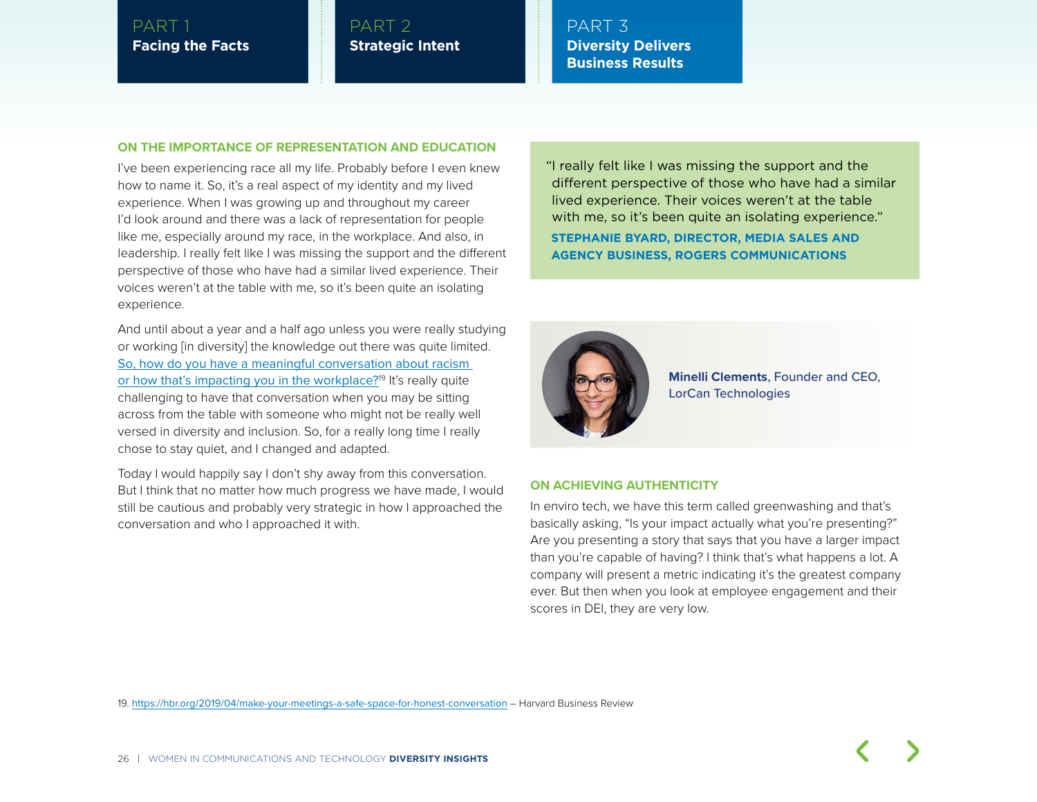PART 1 **Facing the Facts** | PART 2 **Strategic Intent** | PART 3 **Diversity Delivers Business Results**

## ON THE IMPORTANCE OF REPRESENTATION AND EDUCATION

I've been experiencing race all my life. Probably before I even knew how to name it. So, it's a real aspect of my identity and my lived experience. When I was growing up and throughout my career I'd look around and there was a lack of representation for people like me, especially around my race, in the workplace. And also, in leadership. I really felt like I was missing the support and the different perspective of those who have had a similar lived experience. Their voices weren't at the table with me, so it's been quite an isolating experience.

And until about a year and a half ago unless you were really studying or working [in diversity] the knowledge out there was quite limited. So, how do you have a meaningful conversation about racism or how that's impacting you in the workplace?[19] It's really quite challenging to have that conversation when you may be sitting across from the table with someone who might not be really well versed in diversity and inclusion. So, for a really long time I really chose to stay quiet, and I changed and adapted.

Today I would happily say I don't shy away from this conversation. But I think that no matter how much progress we have made, I would still be cautious and probably very strategic in how I approached the conversation and who I approached it with.

> "I really felt like I was missing the support and the different perspective of those who have had a similar lived experience. Their voices weren't at the table with me, so it's been quite an isolating experience."
>
> **STEPHANIE BYARD, DIRECTOR, MEDIA SALES AND AGENCY BUSINESS, ROGERS COMMUNICATIONS**

**Minelli Clements**, Founder and CEO, LorCan Technologies

## ON ACHIEVING AUTHENTICITY

In enviro tech, we have this term called greenwashing and that's basically asking, "Is your impact actually what you're presenting?" Are you presenting a story that says that you have a larger impact than you're capable of having? I think that's what happens a lot. A company will present a metric indicating it's the greatest company ever. But then when you look at employee engagement and their scores in DEI, they are very low.

19. https://hbr.org/2019/04/make-your-meetings-a-safe-space-for-honest-conversation – Harvard Business Review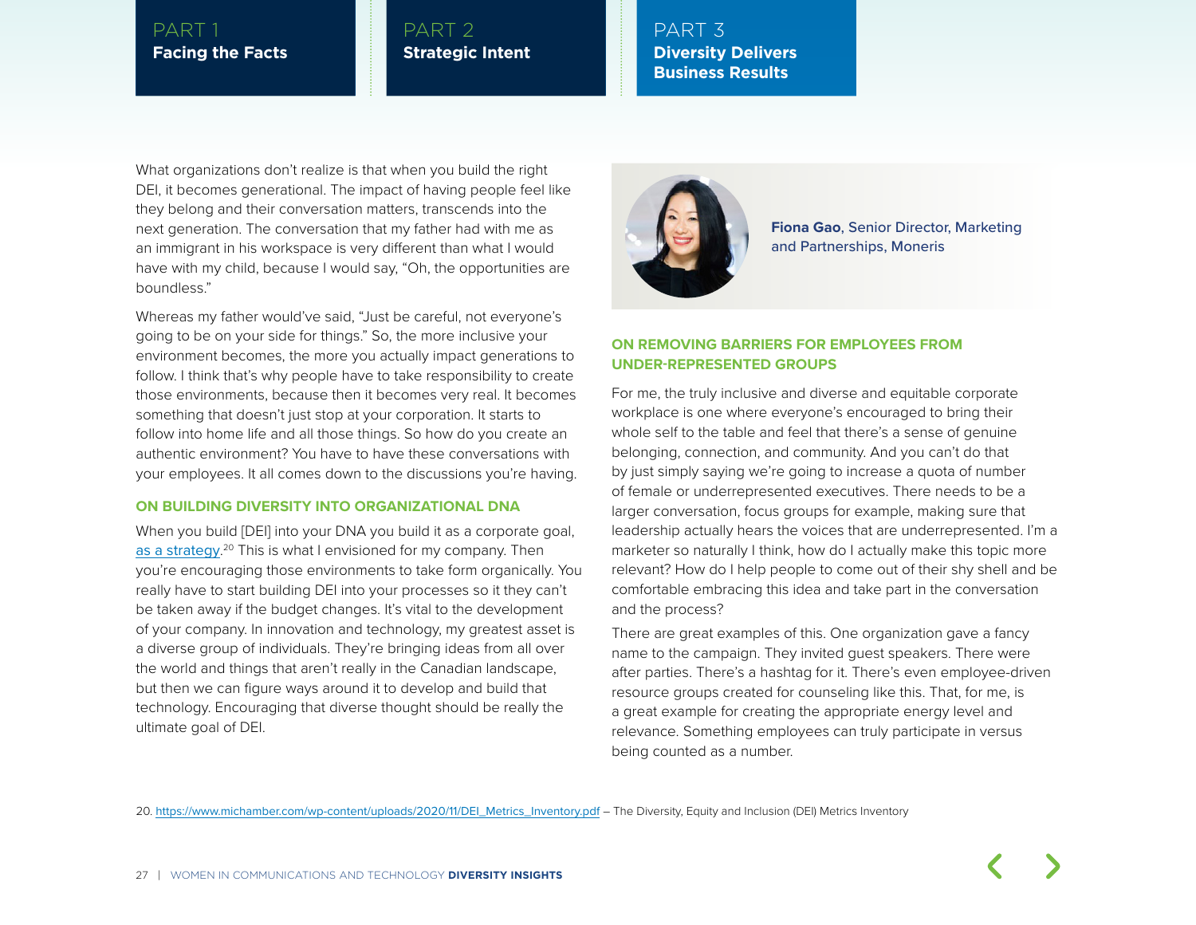What organizations don't realize is that when you build the right DEI, it becomes generational. The impact of having people feel like they belong and their conversation matters, transcends into the next generation. The conversation that my father had with me as an immigrant in his workspace is very different than what I would have with my child, because I would say, "Oh, the opportunities are boundless."

Whereas my father would've said, "Just be careful, not everyone's going to be on your side for things." So, the more inclusive your environment becomes, the more you actually impact generations to follow. I think that's why people have to take responsibility to create those environments, because then it becomes very real. It becomes something that doesn't just stop at your corporation. It starts to follow into home life and all those things. So how do you create an authentic environment? You have to have these conversations with your employees. It all comes down to the discussions you're having.

### ON BUILDING DIVERSITY INTO ORGANIZATIONAL DNA

When you build [DEI] into your DNA you build it as a corporate goal, as a strategy.[20] This is what I envisioned for my company. Then you're encouraging those environments to take form organically. You really have to start building DEI into your processes so it they can't be taken away if the budget changes. It's vital to the development of your company. In innovation and technology, my greatest asset is a diverse group of individuals. They're bringing ideas from all over the world and things that aren't really in the Canadian landscape, but then we can figure ways around it to develop and build that technology. Encouraging that diverse thought should be really the ultimate goal of DEI.

**Fiona Gao**, Senior Director, Marketing and Partnerships, Moneris

### ON REMOVING BARRIERS FOR EMPLOYEES FROM UNDER-REPRESENTED GROUPS

For me, the truly inclusive and diverse and equitable corporate workplace is one where everyone's encouraged to bring their whole self to the table and feel that there's a sense of genuine belonging, connection, and community. And you can't do that by just simply saying we're going to increase a quota of number of female or underrepresented executives. There needs to be a larger conversation, focus groups for example, making sure that leadership actually hears the voices that are underrepresented. I'm a marketer so naturally I think, how do I actually make this topic more relevant? How do I help people to come out of their shy shell and be comfortable embracing this idea and take part in the conversation and the process?

There are great examples of this. One organization gave a fancy name to the campaign. They invited guest speakers. There were after parties. There's a hashtag for it. There's even employee-driven resource groups created for counseling like this. That, for me, is a great example for creating the appropriate energy level and relevance. Something employees can truly participate in versus being counted as a number.

20. https://www.michamber.com/wp-content/uploads/2020/11/DEI_Metrics_Inventory.pdf – The Diversity, Equity and Inclusion (DEI) Metrics Inventory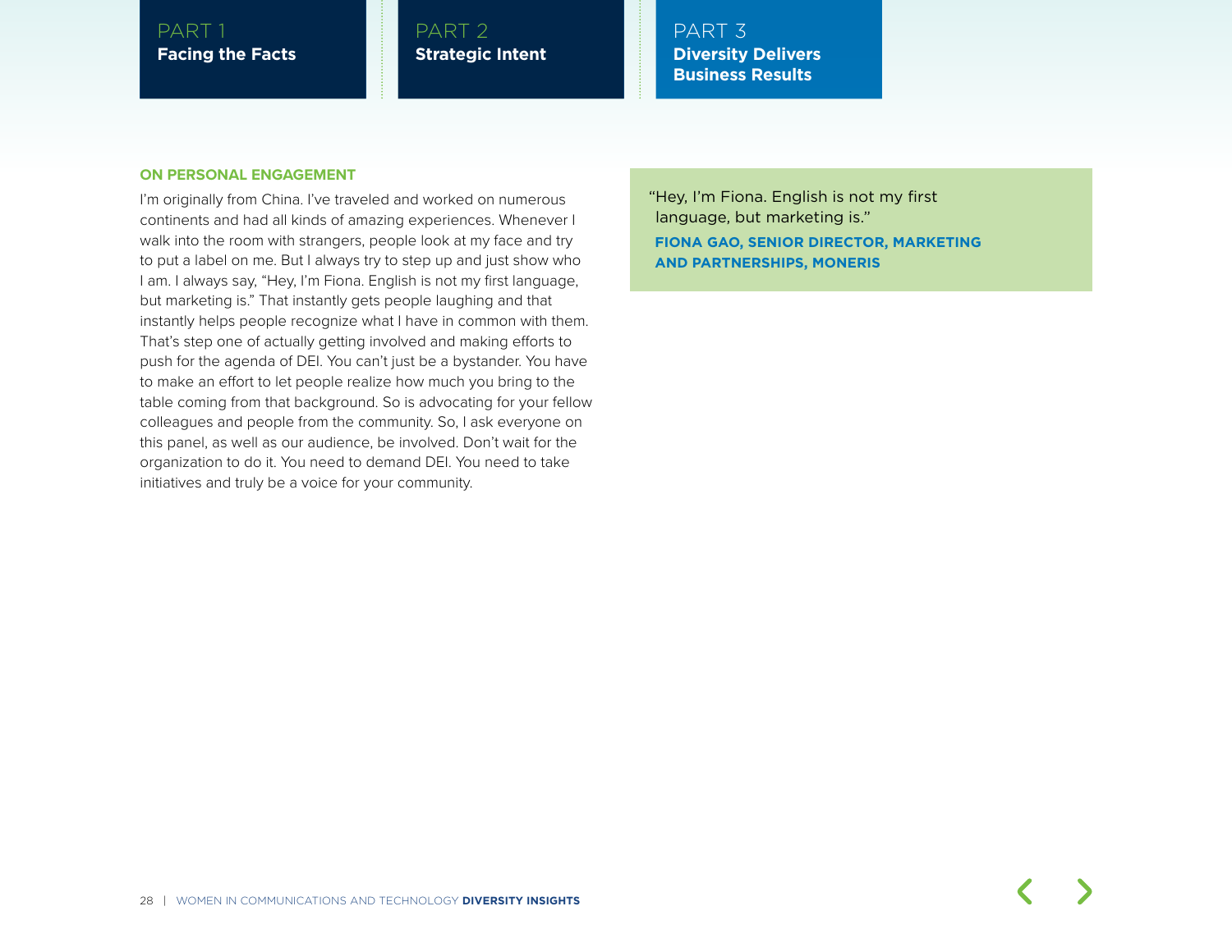## ON PERSONAL ENGAGEMENT

I'm originally from China. I've traveled and worked on numerous continents and had all kinds of amazing experiences. Whenever I walk into the room with strangers, people look at my face and try to put a label on me. But I always try to step up and just show who I am. I always say, "Hey, I'm Fiona. English is not my first language, but marketing is." That instantly gets people laughing and that instantly helps people recognize what I have in common with them. That's step one of actually getting involved and making efforts to push for the agenda of DEI. You can't just be a bystander. You have to make an effort to let people realize how much you bring to the table coming from that background. So is advocating for your fellow colleagues and people from the community. So, I ask everyone on this panel, as well as our audience, be involved. Don't wait for the organization to do it. You need to demand DEI. You need to take initiatives and truly be a voice for your community.

> "Hey, I'm Fiona. English is not my first language, but marketing is."
>
> **FIONA GAO, SENIOR DIRECTOR, MARKETING AND PARTNERSHIPS, MONERIS**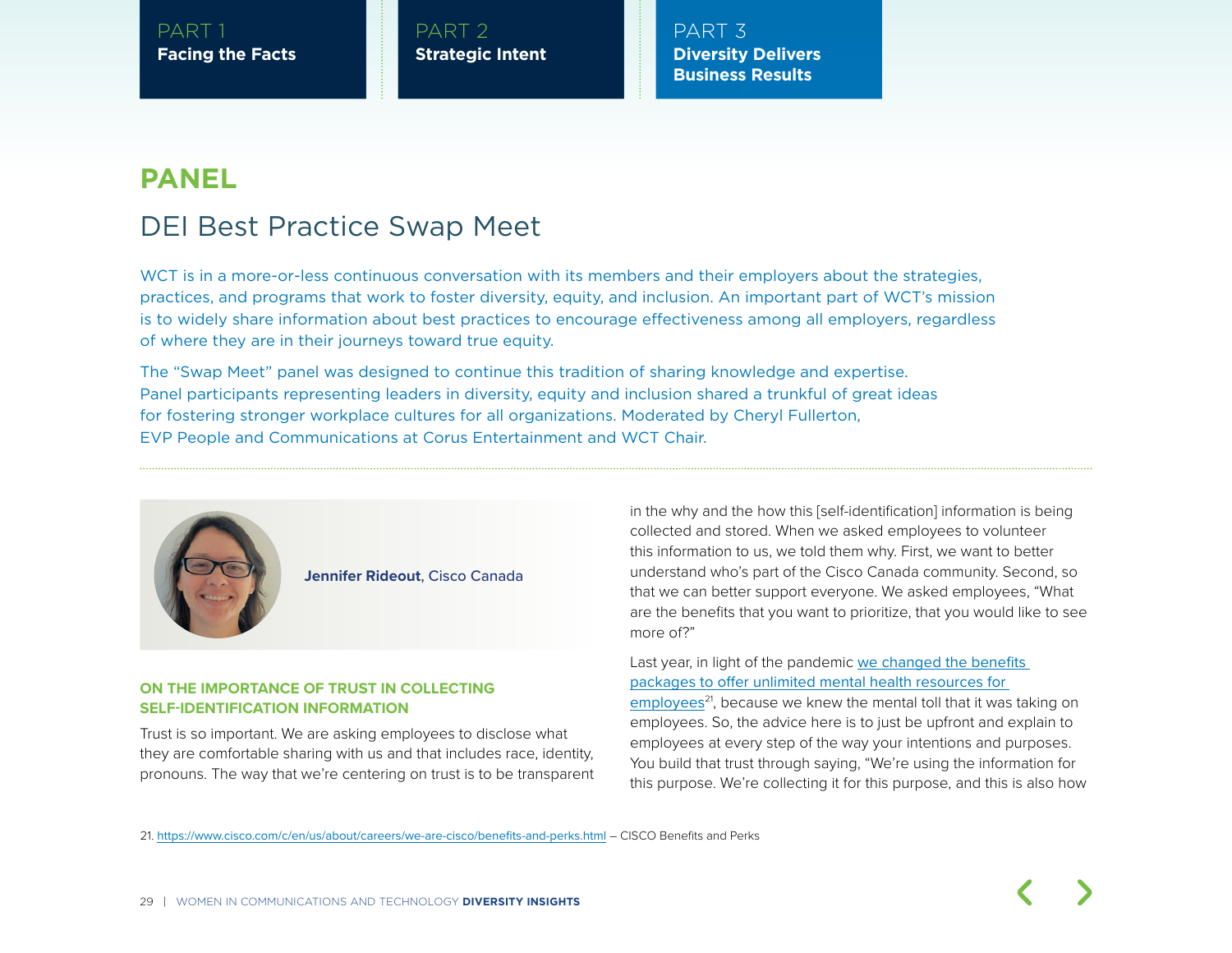# PANEL

## DEI Best Practice Swap Meet

WCT is in a more-or-less continuous conversation with its members and their employers about the strategies, practices, and programs that work to foster diversity, equity, and inclusion. An important part of WCT's mission is to widely share information about best practices to encourage effectiveness among all employers, regardless of where they are in their journeys toward true equity.

The "Swap Meet" panel was designed to continue this tradition of sharing knowledge and expertise. Panel participants representing leaders in diversity, equity and inclusion shared a trunkful of great ideas for fostering stronger workplace cultures for all organizations. Moderated by Cheryl Fullerton, EVP People and Communications at Corus Entertainment and WCT Chair.

**Jennifer Rideout**, Cisco Canada

### ON THE IMPORTANCE OF TRUST IN COLLECTING SELF-IDENTIFICATION INFORMATION

Trust is so important. We are asking employees to disclose what they are comfortable sharing with us and that includes race, identity, pronouns. The way that we're centering on trust is to be transparent in the why and the how this [self-identification] information is being collected and stored. When we asked employees to volunteer this information to us, we told them why. First, we want to better understand who's part of the Cisco Canada community. Second, so that we can better support everyone. We asked employees, "What are the benefits that you want to prioritize, that you would like to see more of?"

Last year, in light of the pandemic we changed the benefits packages to offer unlimited mental health resources for employees[21], because we knew the mental toll that it was taking on employees. So, the advice here is to just be upfront and explain to employees at every step of the way your intentions and purposes. You build that trust through saying, "We're using the information for this purpose. We're collecting it for this purpose, and this is also how

21. https://www.cisco.com/c/en/us/about/careers/we-are-cisco/benefits-and-perks.html – CISCO Benefits and Perks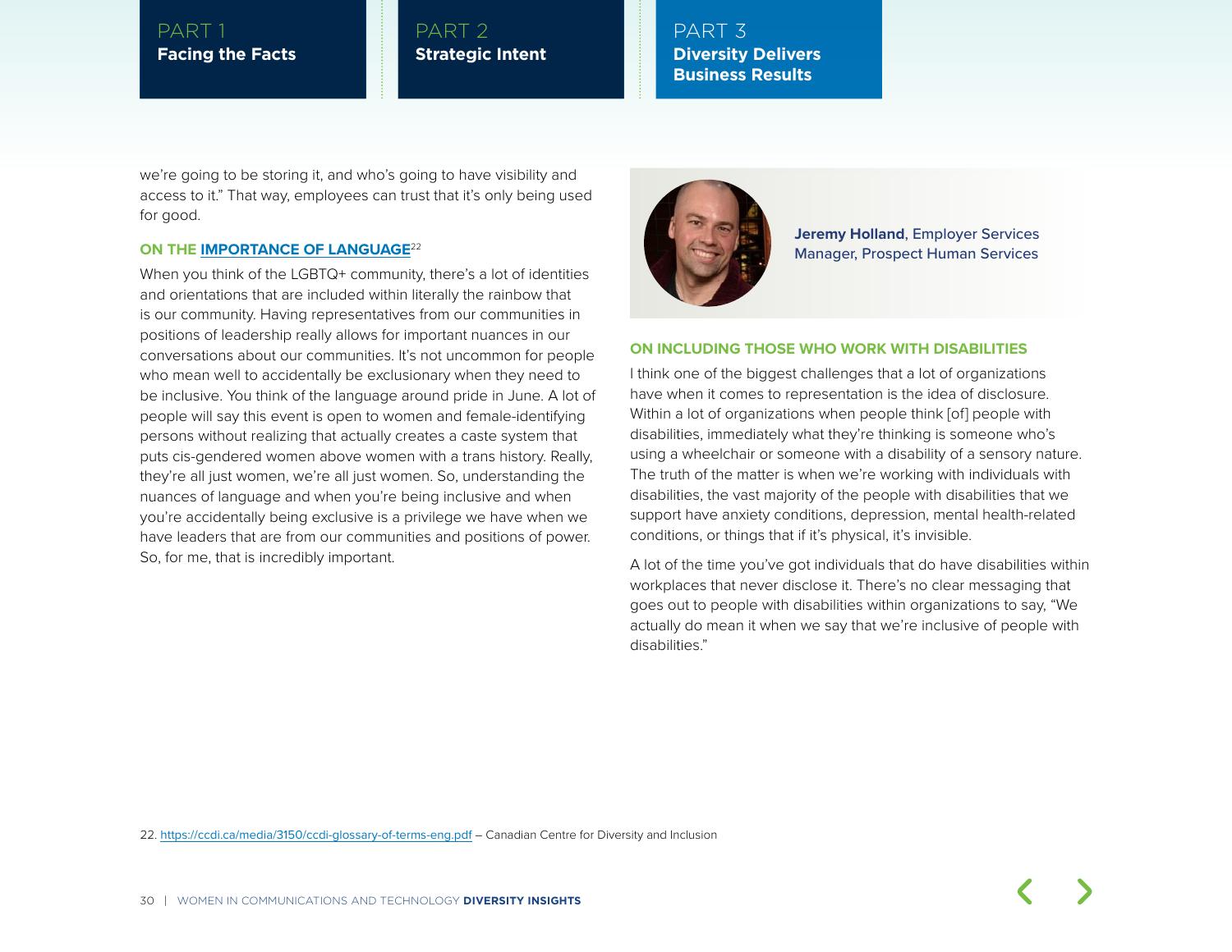we're going to be storing it, and who's going to have visibility and access to it." That way, employees can trust that it's only being used for good.

### ON THE IMPORTANCE OF LANGUAGE[22]

When you think of the LGBTQ+ community, there's a lot of identities and orientations that are included within literally the rainbow that is our community. Having representatives from our communities in positions of leadership really allows for important nuances in our conversations about our communities. It's not uncommon for people who mean well to accidentally be exclusionary when they need to be inclusive. You think of the language around pride in June. A lot of people will say this event is open to women and female-identifying persons without realizing that actually creates a caste system that puts cis-gendered women above women with a trans history. Really, they're all just women, we're all just women. So, understanding the nuances of language and when you're being inclusive and when you're accidentally being exclusive is a privilege we have when we have leaders that are from our communities and positions of power. So, for me, that is incredibly important.

**Jeremy Holland**, Employer Services Manager, Prospect Human Services

### ON INCLUDING THOSE WHO WORK WITH DISABILITIES

I think one of the biggest challenges that a lot of organizations have when it comes to representation is the idea of disclosure. Within a lot of organizations when people think [of] people with disabilities, immediately what they're thinking is someone who's using a wheelchair or someone with a disability of a sensory nature. The truth of the matter is when we're working with individuals with disabilities, the vast majority of the people with disabilities that we support have anxiety conditions, depression, mental health-related conditions, or things that if it's physical, it's invisible.

A lot of the time you've got individuals that do have disabilities within workplaces that never disclose it. There's no clear messaging that goes out to people with disabilities within organizations to say, "We actually do mean it when we say that we're inclusive of people with disabilities."

22. https://ccdi.ca/media/3150/ccdi-glossary-of-terms-eng.pdf – Canadian Centre for Diversity and Inclusion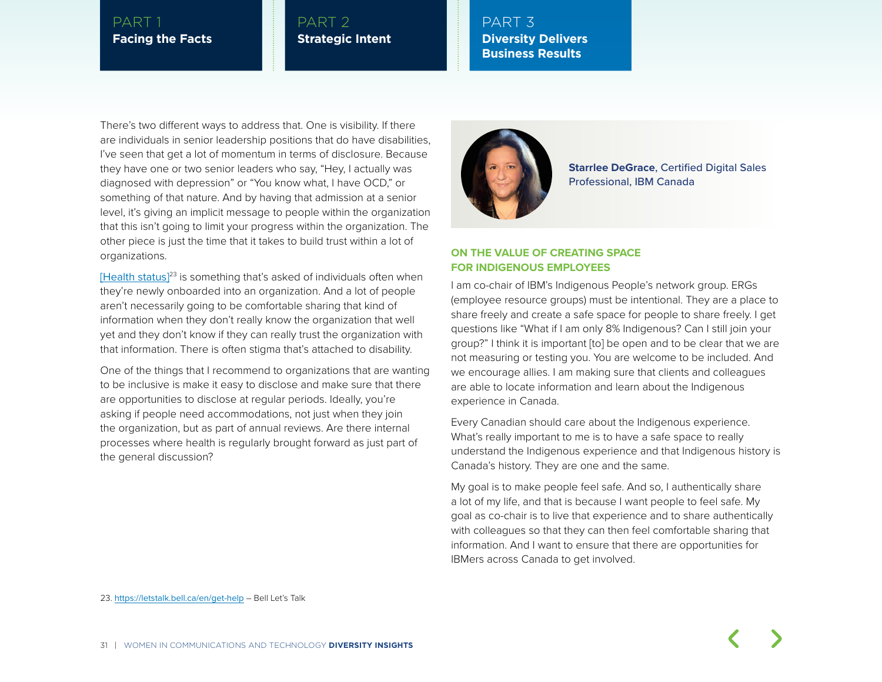There's two different ways to address that. One is visibility. If there are individuals in senior leadership positions that do have disabilities, I've seen that get a lot of momentum in terms of disclosure. Because they have one or two senior leaders who say, "Hey, I actually was diagnosed with depression" or "You know what, I have OCD," or something of that nature. And by having that admission at a senior level, it's giving an implicit message to people within the organization that this isn't going to limit your progress within the organization. The other piece is just the time that it takes to build trust within a lot of organizations.

[Health status][23] is something that's asked of individuals often when they're newly onboarded into an organization. And a lot of people aren't necessarily going to be comfortable sharing that kind of information when they don't really know the organization that well yet and they don't know if they can really trust the organization with that information. There is often stigma that's attached to disability.

One of the things that I recommend to organizations that are wanting to be inclusive is make it easy to disclose and make sure that there are opportunities to disclose at regular periods. Ideally, you're asking if people need accommodations, not just when they join the organization, but as part of annual reviews. Are there internal processes where health is regularly brought forward as just part of the general discussion?

**Starrlee DeGrace**, Certified Digital Sales Professional, IBM Canada

### ON THE VALUE OF CREATING SPACE FOR INDIGENOUS EMPLOYEES

I am co-chair of IBM's Indigenous People's network group. ERGs (employee resource groups) must be intentional. They are a place to share freely and create a safe space for people to share freely. I get questions like "What if I am only 8% Indigenous? Can I still join your group?" I think it is important [to] be open and to be clear that we are not measuring or testing you. You are welcome to be included. And we encourage allies. I am making sure that clients and colleagues are able to locate information and learn about the Indigenous experience in Canada.

Every Canadian should care about the Indigenous experience. What's really important to me is to have a safe space to really understand the Indigenous experience and that Indigenous history is Canada's history. They are one and the same.

My goal is to make people feel safe. And so, I authentically share a lot of my life, and that is because I want people to feel safe. My goal as co-chair is to live that experience and to share authentically with colleagues so that they can then feel comfortable sharing that information. And I want to ensure that there are opportunities for IBMers across Canada to get involved.

23. https://letstalk.bell.ca/en/get-help – Bell Let's Talk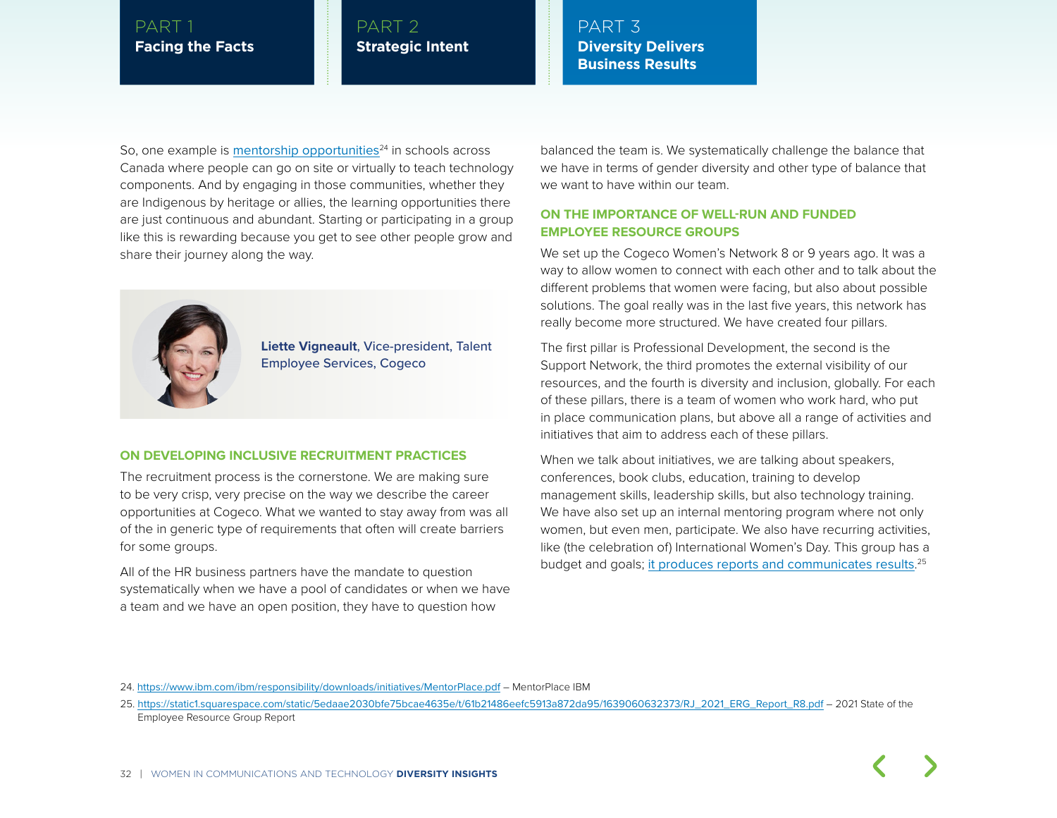So, one example is mentorship opportunities[24] in schools across Canada where people can go on site or virtually to teach technology components. And by engaging in those communities, whether they are Indigenous by heritage or allies, the learning opportunities there are just continuous and abundant. Starting or participating in a group like this is rewarding because you get to see other people grow and share their journey along the way.

**Liette Vigneault**, Vice-president, Talent Employee Services, Cogeco

### ON DEVELOPING INCLUSIVE RECRUITMENT PRACTICES

The recruitment process is the cornerstone. We are making sure to be very crisp, very precise on the way we describe the career opportunities at Cogeco. What we wanted to stay away from was all of the in generic type of requirements that often will create barriers for some groups.

All of the HR business partners have the mandate to question systematically when we have a pool of candidates or when we have a team and we have an open position, they have to question how balanced the team is. We systematically challenge the balance that we have in terms of gender diversity and other type of balance that we want to have within our team.

### ON THE IMPORTANCE OF WELL-RUN AND FUNDED EMPLOYEE RESOURCE GROUPS

We set up the Cogeco Women's Network 8 or 9 years ago. It was a way to allow women to connect with each other and to talk about the different problems that women were facing, but also about possible solutions. The goal really was in the last five years, this network has really become more structured. We have created four pillars.

The first pillar is Professional Development, the second is the Support Network, the third promotes the external visibility of our resources, and the fourth is diversity and inclusion, globally. For each of these pillars, there is a team of women who work hard, who put in place communication plans, but above all a range of activities and initiatives that aim to address each of these pillars.

When we talk about initiatives, we are talking about speakers, conferences, book clubs, education, training to develop management skills, leadership skills, but also technology training. We have also set up an internal mentoring program where not only women, but even men, participate. We also have recurring activities, like (the celebration of) International Women's Day. This group has a budget and goals; it produces reports and communicates results.[25]

---

24. https://www.ibm.com/ibm/responsibility/downloads/initiatives/MentorPlace.pdf – MentorPlace IBM

25. https://static1.squarespace.com/static/5edaae2030bfe75bcae4635e/t/61b21486eefc5913a872da95/1639060632373/RJ_2021_ERG_Report_R8.pdf – 2021 State of the Employee Resource Group Report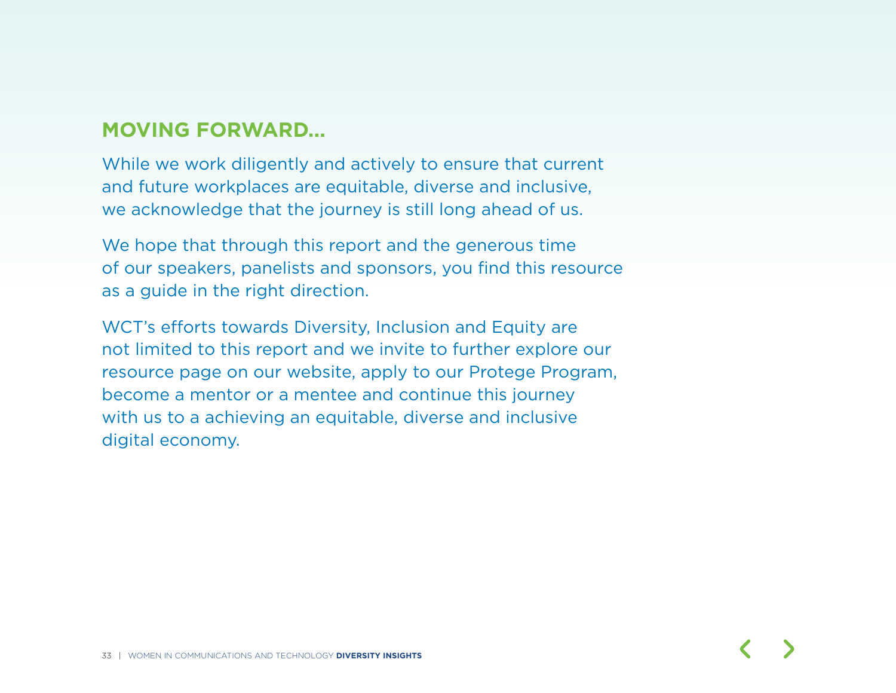## MOVING FORWARD...

While we work diligently and actively to ensure that current and future workplaces are equitable, diverse and inclusive, we acknowledge that the journey is still long ahead of us.

We hope that through this report and the generous time of our speakers, panelists and sponsors, you find this resource as a guide in the right direction.

WCT's efforts towards Diversity, Inclusion and Equity are not limited to this report and we invite to further explore our resource page on our website, apply to our Protege Program, become a mentor or a mentee and continue this journey with us to a achieving an equitable, diverse and inclusive digital economy.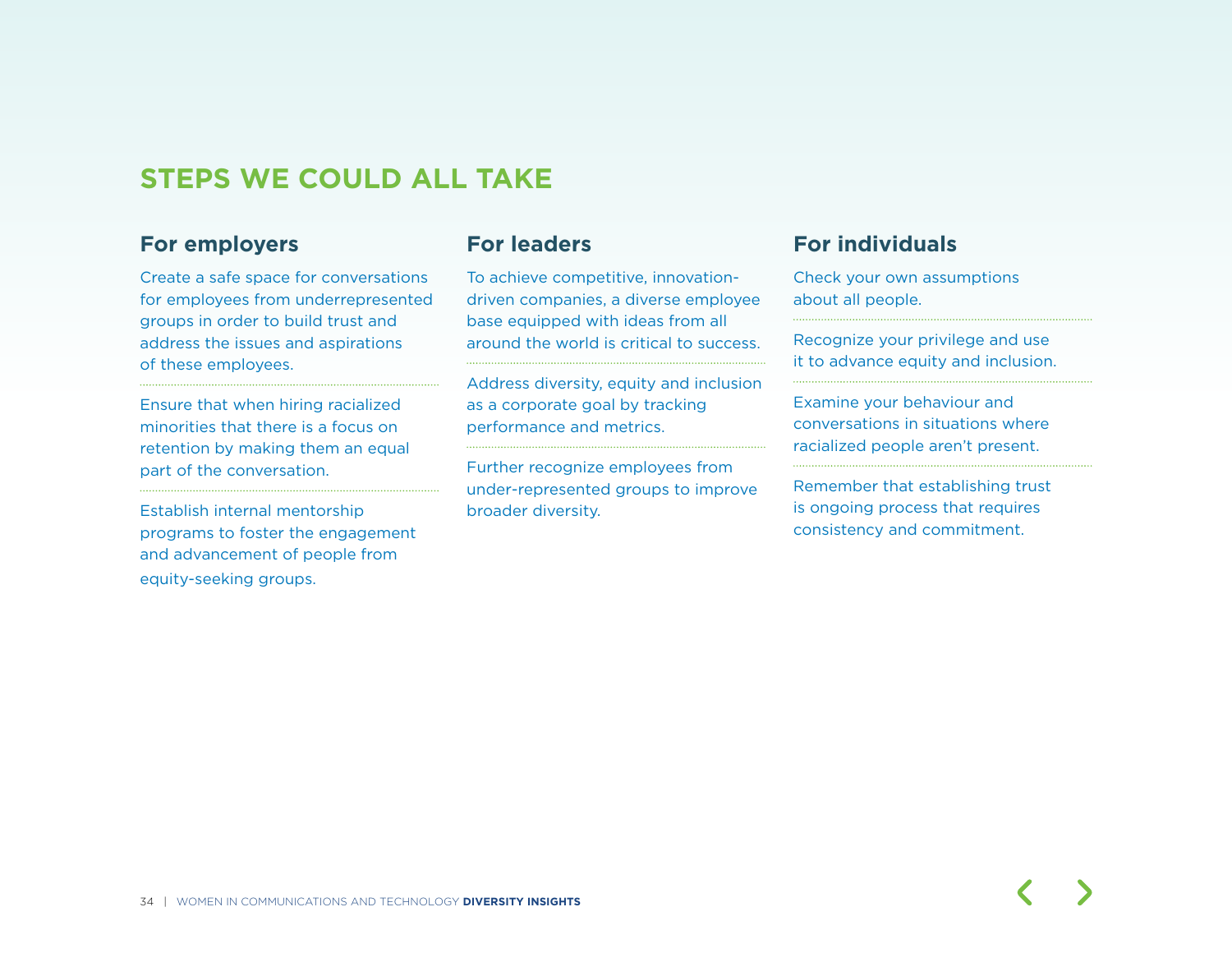## STEPS WE COULD ALL TAKE

### For employers

Create a safe space for conversations for employees from underrepresented groups in order to build trust and address the issues and aspirations of these employees.

Ensure that when hiring racialized minorities that there is a focus on retention by making them an equal part of the conversation.

Establish internal mentorship programs to foster the engagement and advancement of people from equity-seeking groups.

### For leaders

To achieve competitive, innovation-driven companies, a diverse employee base equipped with ideas from all around the world is critical to success.

Address diversity, equity and inclusion as a corporate goal by tracking performance and metrics.

Further recognize employees from under-represented groups to improve broader diversity.

### For individuals

Check your own assumptions about all people.

Recognize your privilege and use it to advance equity and inclusion.

Examine your behaviour and conversations in situations where racialized people aren't present.

Remember that establishing trust is ongoing process that requires consistency and commitment.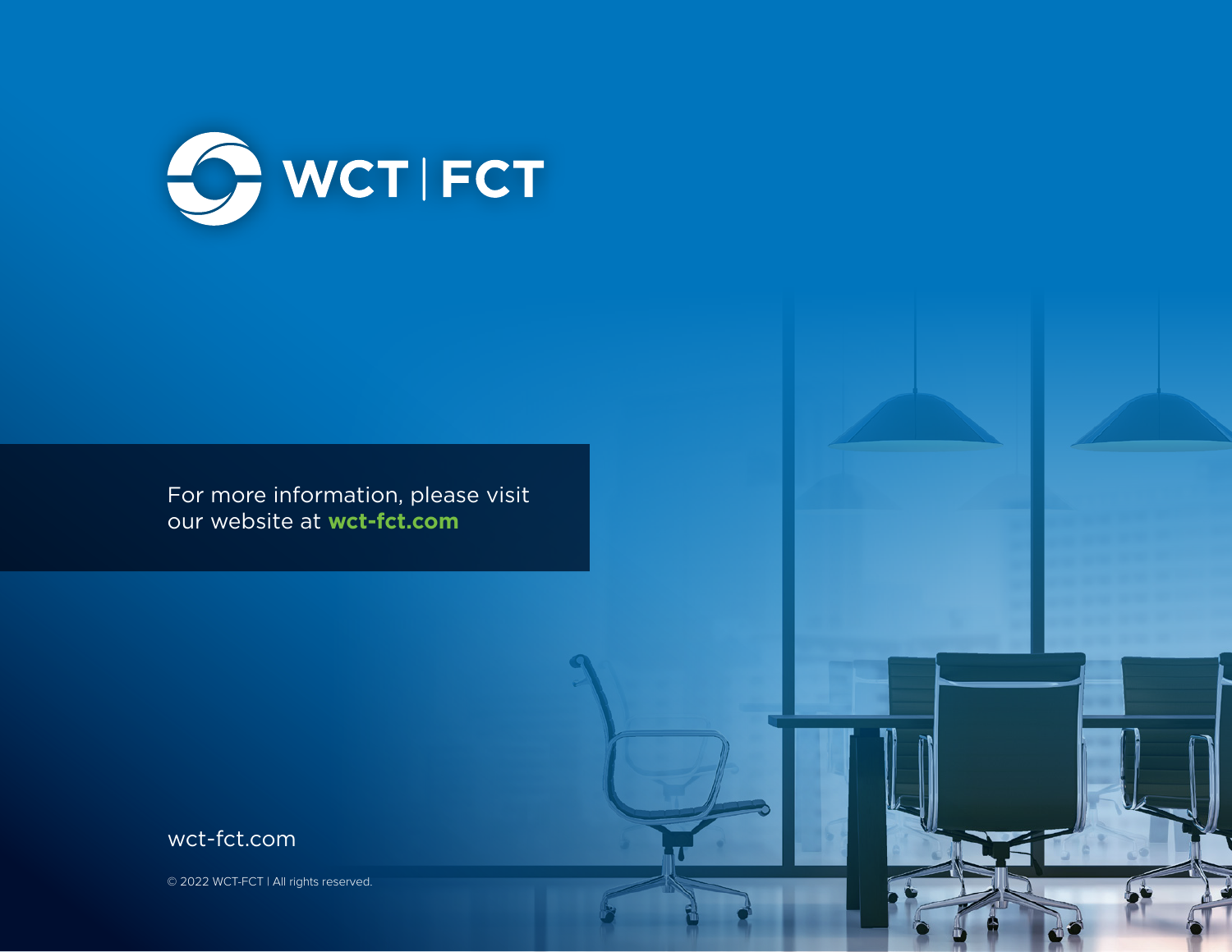WCT | FCT

For more information, please visit our website at **wct-fct.com**

wct-fct.com

© 2022 WCT-FCT | All rights reserved.